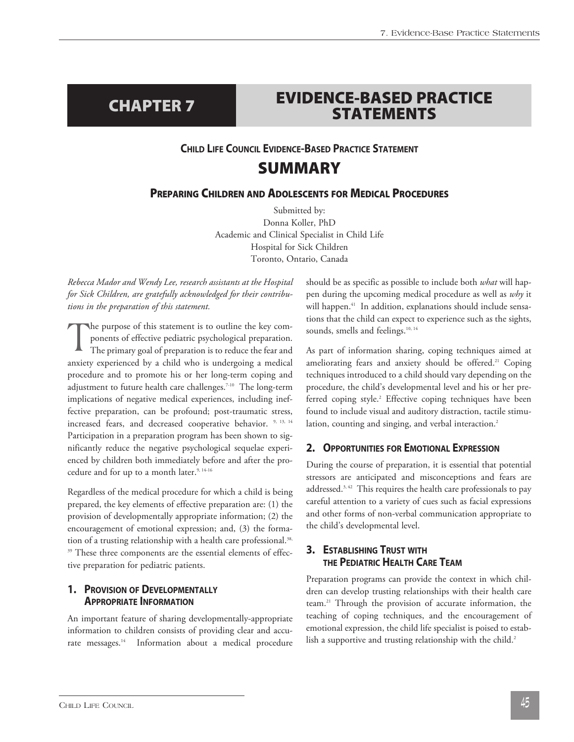# CHAPTER 7 EVIDENCE-BASED PRACTICE STATEMENTS

### CHILD LIFE COUNCIL EVIDENCE-BASED PRACTICE STATEMENT

## SUMMARY

### PREPARING CHILDREN AND ADOLESCENTS FOR MEDICAL PROCEDURES

Submitted by:
Donna Koller, PhD
Academic and Clinical Specialist in Child Life
Hospital for Sick Children
Toronto, Ontario, Canada

*Rebecca Mador and Wendy Lee, research assistants at the Hospital for Sick Children, are gratefully acknowledged for their contributions in the preparation of this statement.*

The purpose of this statement is to outline the key components of effective pediatric psychological preparation. The primary goal of preparation is to reduce the fear and anxiety experienced by a child who is undergoing a medical procedure and to promote his or her long-term coping and adjustment to future health care challenges.[7-10] The long-term implications of negative medical experiences, including ineffective preparation, can be profound; post-traumatic stress, increased fears, and decreased cooperative behavior. [9, 13, 14] Participation in a preparation program has been shown to significantly reduce the negative psychological sequelae experienced by children both immediately before and after the procedure and for up to a month later.[9, 14-16]

Regardless of the medical procedure for which a child is being prepared, the key elements of effective preparation are: (1) the provision of developmentally appropriate information; (2) the encouragement of emotional expression; and, (3) the formation of a trusting relationship with a health care professional.[38, 39] These three components are the essential elements of effective preparation for pediatric patients.

### 1. PROVISION OF DEVELOPMENTALLY APPROPRIATE INFORMATION

An important feature of sharing developmentally-appropriate information to children consists of providing clear and accurate messages.[14] Information about a medical procedure should be as specific as possible to include both *what* will happen during the upcoming medical procedure as well as *why* it will happen.[41] In addition, explanations should include sensations that the child can expect to experience such as the sights, sounds, smells and feelings.[10, 14]

As part of information sharing, coping techniques aimed at ameliorating fears and anxiety should be offered.[21] Coping techniques introduced to a child should vary depending on the procedure, the child's developmental level and his or her preferred coping style.[2] Effective coping techniques have been found to include visual and auditory distraction, tactile stimulation, counting and singing, and verbal interaction.[2]

### 2. OPPORTUNITIES FOR EMOTIONAL EXPRESSION

During the course of preparation, it is essential that potential stressors are anticipated and misconceptions and fears are addressed.[3, 42] This requires the health care professionals to pay careful attention to a variety of cues such as facial expressions and other forms of non-verbal communication appropriate to the child's developmental level.

### 3. ESTABLISHING TRUST WITH THE PEDIATRIC HEALTH CARE TEAM

Preparation programs can provide the context in which children can develop trusting relationships with their health care team.[21] Through the provision of accurate information, the teaching of coping techniques, and the encouragement of emotional expression, the child life specialist is poised to establish a supportive and trusting relationship with the child.[2]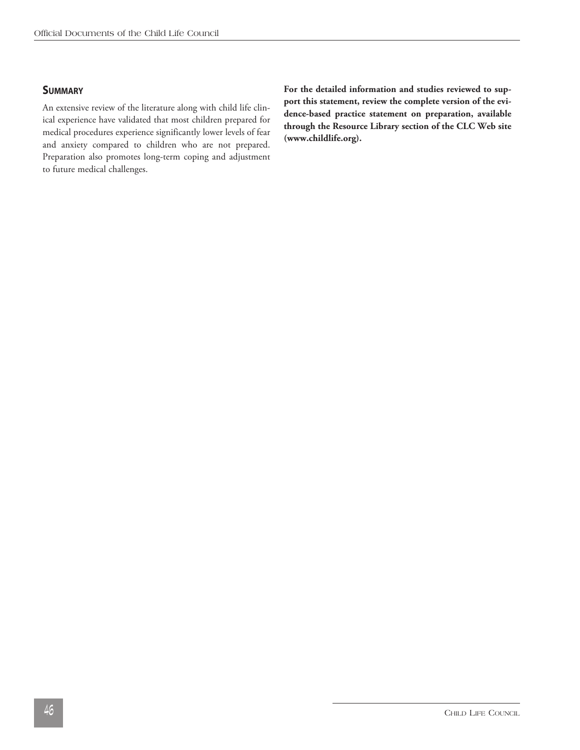## Summary

An extensive review of the literature along with child life clinical experience have validated that most children prepared for medical procedures experience significantly lower levels of fear and anxiety compared to children who are not prepared. Preparation also promotes long-term coping and adjustment to future medical challenges.

**For the detailed information and studies reviewed to support this statement, review the complete version of the evidence-based practice statement on preparation, available through the Resource Library section of the CLC Web site (www.childlife.org).**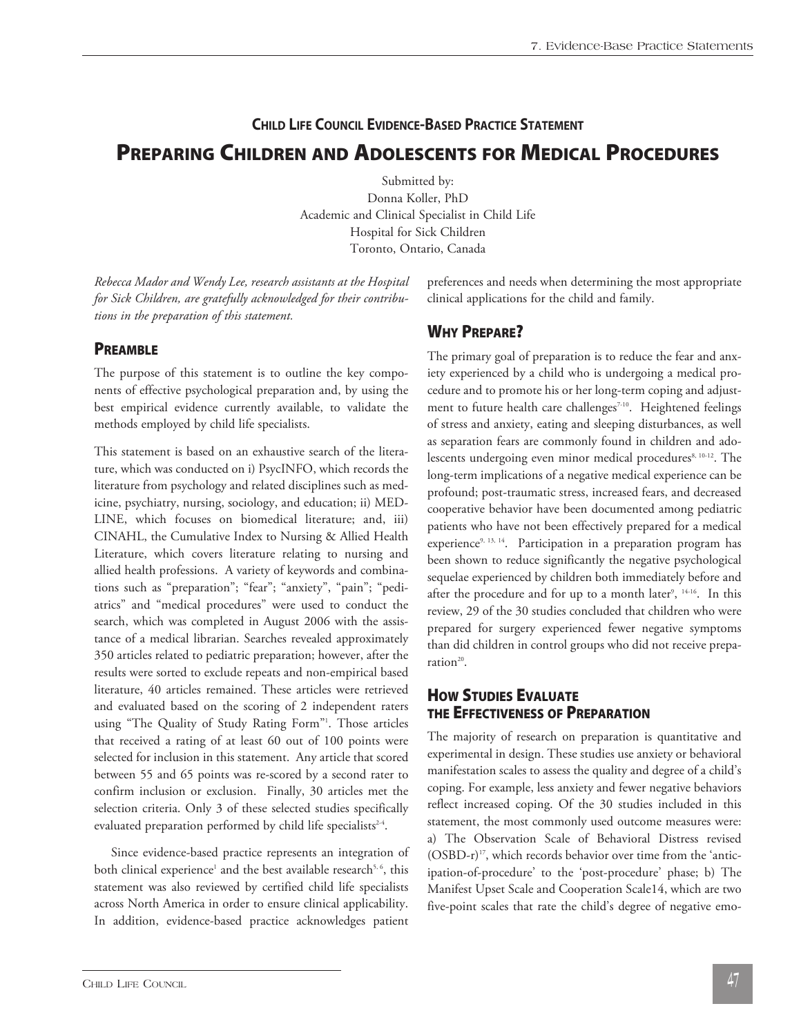### CHILD LIFE COUNCIL EVIDENCE-BASED PRACTICE STATEMENT

# PREPARING CHILDREN AND ADOLESCENTS FOR MEDICAL PROCEDURES

Submitted by:
Donna Koller, PhD
Academic and Clinical Specialist in Child Life
Hospital for Sick Children
Toronto, Ontario, Canada

*Rebecca Mador and Wendy Lee, research assistants at the Hospital for Sick Children, are gratefully acknowledged for their contributions in the preparation of this statement.*

## PREAMBLE

The purpose of this statement is to outline the key components of effective psychological preparation and, by using the best empirical evidence currently available, to validate the methods employed by child life specialists.

This statement is based on an exhaustive search of the literature, which was conducted on i) PsycINFO, which records the literature from psychology and related disciplines such as medicine, psychiatry, nursing, sociology, and education; ii) MEDLINE, which focuses on biomedical literature; and, iii) CINAHL, the Cumulative Index to Nursing & Allied Health Literature, which covers literature relating to nursing and allied health professions. A variety of keywords and combinations such as "preparation"; "fear"; "anxiety", "pain"; "pediatrics" and "medical procedures" were used to conduct the search, which was completed in August 2006 with the assistance of a medical librarian. Searches revealed approximately 350 articles related to pediatric preparation; however, after the results were sorted to exclude repeats and non-empirical based literature, 40 articles remained. These articles were retrieved and evaluated based on the scoring of 2 independent raters using "The Quality of Study Rating Form"[1]. Those articles that received a rating of at least 60 out of 100 points were selected for inclusion in this statement. Any article that scored between 55 and 65 points was re-scored by a second rater to confirm inclusion or exclusion. Finally, 30 articles met the selection criteria. Only 3 of these selected studies specifically evaluated preparation performed by child life specialists[2-4].

Since evidence-based practice represents an integration of both clinical experience[1] and the best available research[5, 6], this statement was also reviewed by certified child life specialists across North America in order to ensure clinical applicability. In addition, evidence-based practice acknowledges patient preferences and needs when determining the most appropriate clinical applications for the child and family.

## WHY PREPARE?

The primary goal of preparation is to reduce the fear and anxiety experienced by a child who is undergoing a medical procedure and to promote his or her long-term coping and adjustment to future health care challenges[7-10]. Heightened feelings of stress and anxiety, eating and sleeping disturbances, as well as separation fears are commonly found in children and adolescents undergoing even minor medical procedures[8, 10-12]. The long-term implications of a negative medical experience can be profound; post-traumatic stress, increased fears, and decreased cooperative behavior have been documented among pediatric patients who have not been effectively prepared for a medical experience[9, 13, 14]. Participation in a preparation program has been shown to reduce significantly the negative psychological sequelae experienced by children both immediately before and after the procedure and for up to a month later[9, 14-16]. In this review, 29 of the 30 studies concluded that children who were prepared for surgery experienced fewer negative symptoms than did children in control groups who did not receive preparation[20].

## HOW STUDIES EVALUATE THE EFFECTIVENESS OF PREPARATION

The majority of research on preparation is quantitative and experimental in design. These studies use anxiety or behavioral manifestation scales to assess the quality and degree of a child's coping. For example, less anxiety and fewer negative behaviors reflect increased coping. Of the 30 studies included in this statement, the most commonly used outcome measures were: a) The Observation Scale of Behavioral Distress revised (OSBD-r)[17], which records behavior over time from the 'anticipation-of-procedure' to the 'post-procedure' phase; b) The Manifest Upset Scale and Cooperation Scale14, which are two five-point scales that rate the child's degree of negative emo-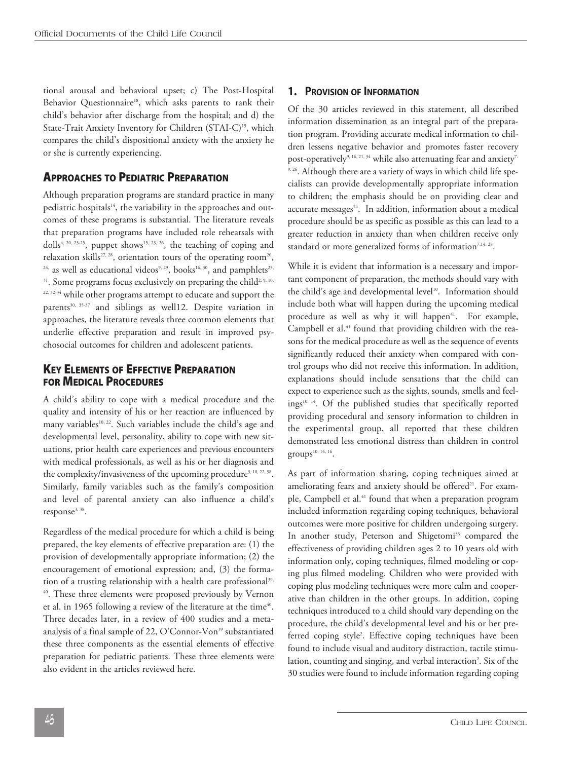tional arousal and behavioral upset; c) The Post-Hospital Behavior Questionnaire[18], which asks parents to rank their child's behavior after discharge from the hospital; and d) the State-Trait Anxiety Inventory for Children (STAI-C)[19], which compares the child's dispositional anxiety with the anxiety he or she is currently experiencing.

## Approaches to Pediatric Preparation

Although preparation programs are standard practice in many pediatric hospitals[14], the variability in the approaches and outcomes of these programs is substantial. The literature reveals that preparation programs have included role rehearsals with dolls[4, 20, 23-25], puppet shows[15, 23, 26], the teaching of coping and relaxation skills[27, 28], orientation tours of the operating room[20, 24], as well as educational videos[9, 29], books[16, 30], and pamphlets[25, 31]. Some programs focus exclusively on preparing the child[2, 9, 10, 22, 32-34] while other programs attempt to educate and support the parents[30, 35-37] and siblings as well12. Despite variation in approaches, the literature reveals three common elements that underlie effective preparation and result in improved psychosocial outcomes for children and adolescent patients.

## Key Elements of Effective Preparation for Medical Procedures

A child's ability to cope with a medical procedure and the quality and intensity of his or her reaction are influenced by many variables[10, 22]. Such variables include the child's age and developmental level, personality, ability to cope with new situations, prior health care experiences and previous encounters with medical professionals, as well as his or her diagnosis and the complexity/invasiveness of the upcoming procedure[3, 10, 22, 38]. Similarly, family variables such as the family's composition and level of parental anxiety can also influence a child's response[3, 38].

Regardless of the medical procedure for which a child is being prepared, the key elements of effective preparation are: (1) the provision of developmentally appropriate information; (2) the encouragement of emotional expression; and, (3) the formation of a trusting relationship with a health care professional[39, 40]. These three elements were proposed previously by Vernon et al. in 1965 following a review of the literature at the time[40]. Three decades later, in a review of 400 studies and a meta-analysis of a final sample of 22, O'Connor-Von[39] substantiated these three components as the essential elements of effective preparation for pediatric patients. These three elements were also evident in the articles reviewed here.

### 1. Provision of Information

Of the 30 articles reviewed in this statement, all described information dissemination as an integral part of the preparation program. Providing accurate medical information to children lessens negative behavior and promotes faster recovery post-operatively[9, 16, 21, 34] while also attenuating fear and anxiety[7, 9, 26]. Although there are a variety of ways in which child life specialists can provide developmentally appropriate information to children; the emphasis should be on providing clear and accurate messages[14]. In addition, information about a medical procedure should be as specific as possible as this can lead to a greater reduction in anxiety than when children receive only standard or more generalized forms of information[7,14, 28].

While it is evident that information is a necessary and important component of preparation, the methods should vary with the child's age and developmental level[10]. Information should include both what will happen during the upcoming medical procedure as well as why it will happen[41]. For example, Campbell et al.[41] found that providing children with the reasons for the medical procedure as well as the sequence of events significantly reduced their anxiety when compared with control groups who did not receive this information. In addition, explanations should include sensations that the child can expect to experience such as the sights, sounds, smells and feelings[10, 14]. Of the published studies that specifically reported providing procedural and sensory information to children in the experimental group, all reported that these children demonstrated less emotional distress than children in control groups[10, 14, 16].

As part of information sharing, coping techniques aimed at ameliorating fears and anxiety should be offered[21]. For example, Campbell et al.[41] found that when a preparation program included information regarding coping techniques, behavioral outcomes were more positive for children undergoing surgery. In another study, Peterson and Shigetomi[35] compared the effectiveness of providing children ages 2 to 10 years old with information only, coping techniques, filmed modeling or coping plus filmed modeling. Children who were provided with coping plus modeling techniques were more calm and cooperative than children in the other groups. In addition, coping techniques introduced to a child should vary depending on the procedure, the child's developmental level and his or her preferred coping style[2]. Effective coping techniques have been found to include visual and auditory distraction, tactile stimulation, counting and singing, and verbal interaction[2]. Six of the 30 studies were found to include information regarding coping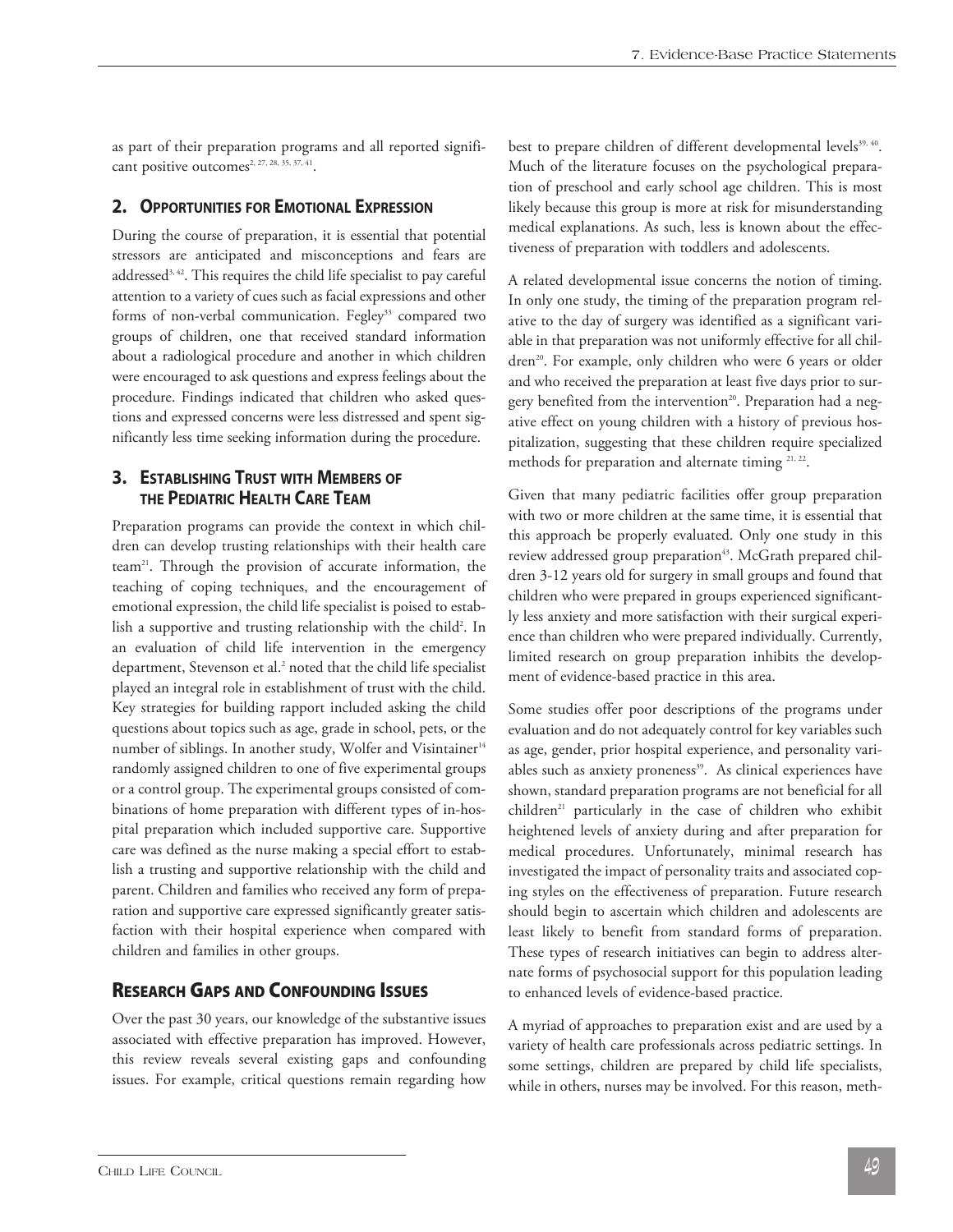as part of their preparation programs and all reported significant positive outcomes[2, 27, 28, 35, 37, 41].

## 2. Opportunities for Emotional Expression

During the course of preparation, it is essential that potential stressors are anticipated and misconceptions and fears are addressed[3, 42]. This requires the child life specialist to pay careful attention to a variety of cues such as facial expressions and other forms of non-verbal communication. Fegley[33] compared two groups of children, one that received standard information about a radiological procedure and another in which children were encouraged to ask questions and express feelings about the procedure. Findings indicated that children who asked questions and expressed concerns were less distressed and spent significantly less time seeking information during the procedure.

## 3. Establishing Trust with Members of the Pediatric Health Care Team

Preparation programs can provide the context in which children can develop trusting relationships with their health care team[21]. Through the provision of accurate information, the teaching of coping techniques, and the encouragement of emotional expression, the child life specialist is poised to establish a supportive and trusting relationship with the child[2]. In an evaluation of child life intervention in the emergency department, Stevenson et al.[2] noted that the child life specialist played an integral role in establishment of trust with the child. Key strategies for building rapport included asking the child questions about topics such as age, grade in school, pets, or the number of siblings. In another study, Wolfer and Visintainer[14] randomly assigned children to one of five experimental groups or a control group. The experimental groups consisted of combinations of home preparation with different types of in-hospital preparation which included supportive care. Supportive care was defined as the nurse making a special effort to establish a trusting and supportive relationship with the child and parent. Children and families who received any form of preparation and supportive care expressed significantly greater satisfaction with their hospital experience when compared with children and families in other groups.

# Research Gaps and Confounding Issues

Over the past 30 years, our knowledge of the substantive issues associated with effective preparation has improved. However, this review reveals several existing gaps and confounding issues. For example, critical questions remain regarding how best to prepare children of different developmental levels[39, 40]. Much of the literature focuses on the psychological preparation of preschool and early school age children. This is most likely because this group is more at risk for misunderstanding medical explanations. As such, less is known about the effectiveness of preparation with toddlers and adolescents.

A related developmental issue concerns the notion of timing. In only one study, the timing of the preparation program relative to the day of surgery was identified as a significant variable in that preparation was not uniformly effective for all children[20]. For example, only children who were 6 years or older and who received the preparation at least five days prior to surgery benefited from the intervention[20]. Preparation had a negative effect on young children with a history of previous hospitalization, suggesting that these children require specialized methods for preparation and alternate timing [21, 22].

Given that many pediatric facilities offer group preparation with two or more children at the same time, it is essential that this approach be properly evaluated. Only one study in this review addressed group preparation[43]. McGrath prepared children 3-12 years old for surgery in small groups and found that children who were prepared in groups experienced significantly less anxiety and more satisfaction with their surgical experience than children who were prepared individually. Currently, limited research on group preparation inhibits the development of evidence-based practice in this area.

Some studies offer poor descriptions of the programs under evaluation and do not adequately control for key variables such as age, gender, prior hospital experience, and personality variables such as anxiety proneness[39]. As clinical experiences have shown, standard preparation programs are not beneficial for all children[21] particularly in the case of children who exhibit heightened levels of anxiety during and after preparation for medical procedures. Unfortunately, minimal research has investigated the impact of personality traits and associated coping styles on the effectiveness of preparation. Future research should begin to ascertain which children and adolescents are least likely to benefit from standard forms of preparation. These types of research initiatives can begin to address alternate forms of psychosocial support for this population leading to enhanced levels of evidence-based practice.

A myriad of approaches to preparation exist and are used by a variety of health care professionals across pediatric settings. In some settings, children are prepared by child life specialists, while in others, nurses may be involved. For this reason, meth-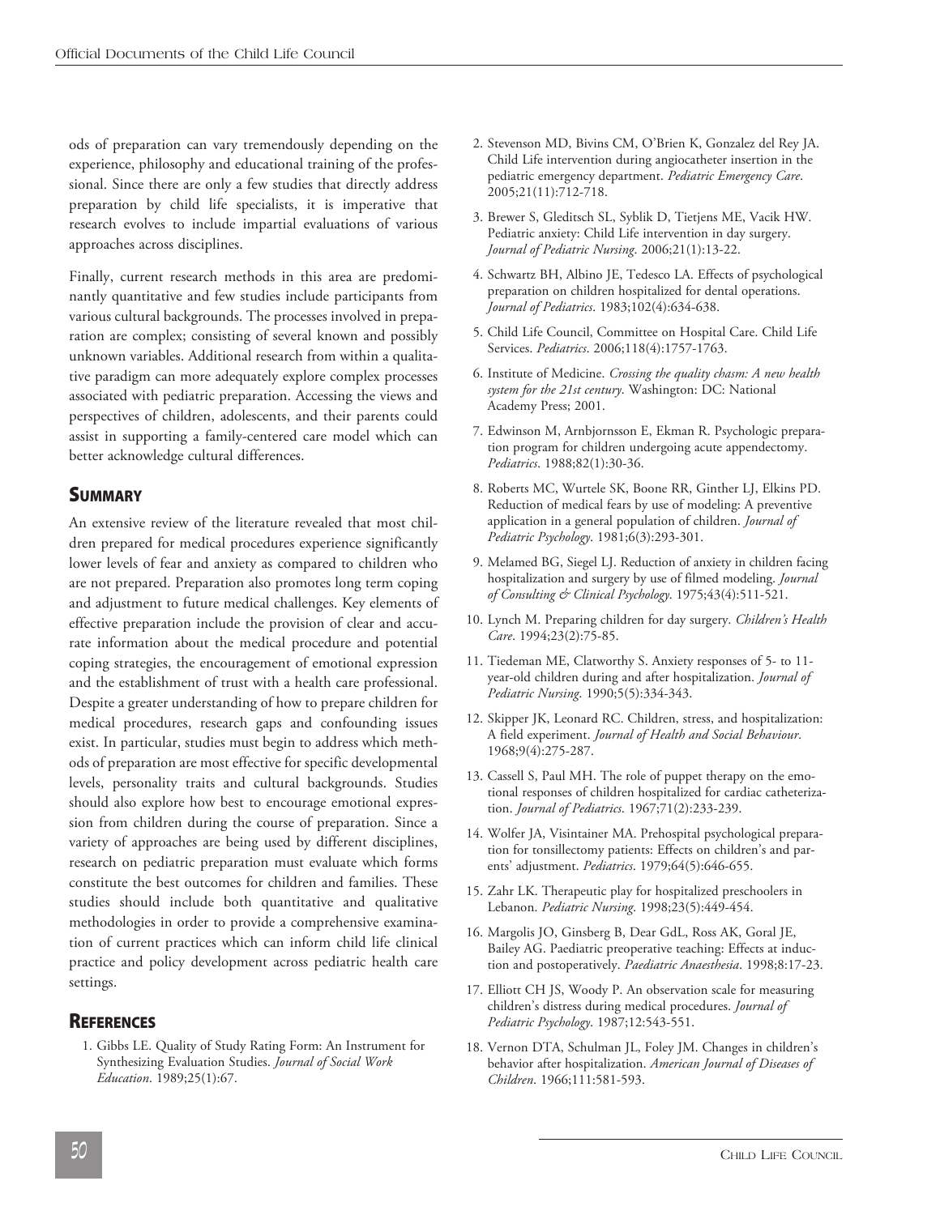ods of preparation can vary tremendously depending on the experience, philosophy and educational training of the professional. Since there are only a few studies that directly address preparation by child life specialists, it is imperative that research evolves to include impartial evaluations of various approaches across disciplines.

Finally, current research methods in this area are predominantly quantitative and few studies include participants from various cultural backgrounds. The processes involved in preparation are complex; consisting of several known and possibly unknown variables. Additional research from within a qualitative paradigm can more adequately explore complex processes associated with pediatric preparation. Accessing the views and perspectives of children, adolescents, and their parents could assist in supporting a family-centered care model which can better acknowledge cultural differences.

## Summary

An extensive review of the literature revealed that most children prepared for medical procedures experience significantly lower levels of fear and anxiety as compared to children who are not prepared. Preparation also promotes long term coping and adjustment to future medical challenges. Key elements of effective preparation include the provision of clear and accurate information about the medical procedure and potential coping strategies, the encouragement of emotional expression and the establishment of trust with a health care professional. Despite a greater understanding of how to prepare children for medical procedures, research gaps and confounding issues exist. In particular, studies must begin to address which methods of preparation are most effective for specific developmental levels, personality traits and cultural backgrounds. Studies should also explore how best to encourage emotional expression from children during the course of preparation. Since a variety of approaches are being used by different disciplines, research on pediatric preparation must evaluate which forms constitute the best outcomes for children and families. These studies should include both quantitative and qualitative methodologies in order to provide a comprehensive examination of current practices which can inform child life clinical practice and policy development across pediatric health care settings.

## References

1. Gibbs LE. Quality of Study Rating Form: An Instrument for Synthesizing Evaluation Studies. *Journal of Social Work Education*. 1989;25(1):67.
2. Stevenson MD, Bivins CM, O'Brien K, Gonzalez del Rey JA. Child Life intervention during angiocatheter insertion in the pediatric emergency department. *Pediatric Emergency Care*. 2005;21(11):712-718.
3. Brewer S, Gleditsch SL, Syblik D, Tietjens ME, Vacik HW. Pediatric anxiety: Child Life intervention in day surgery. *Journal of Pediatric Nursing*. 2006;21(1):13-22.
4. Schwartz BH, Albino JE, Tedesco LA. Effects of psychological preparation on children hospitalized for dental operations. *Journal of Pediatrics*. 1983;102(4):634-638.
5. Child Life Council, Committee on Hospital Care. Child Life Services. *Pediatrics*. 2006;118(4):1757-1763.
6. Institute of Medicine. *Crossing the quality chasm: A new health system for the 21st century*. Washington: DC: National Academy Press; 2001.
7. Edwinson M, Arnbjornsson E, Ekman R. Psychologic preparation program for children undergoing acute appendectomy. *Pediatrics*. 1988;82(1):30-36.
8. Roberts MC, Wurtele SK, Boone RR, Ginther LJ, Elkins PD. Reduction of medical fears by use of modeling: A preventive application in a general population of children. *Journal of Pediatric Psychology*. 1981;6(3):293-301.
9. Melamed BG, Siegel LJ. Reduction of anxiety in children facing hospitalization and surgery by use of filmed modeling. *Journal of Consulting & Clinical Psychology*. 1975;43(4):511-521.
10. Lynch M. Preparing children for day surgery. *Children's Health Care*. 1994;23(2):75-85.
11. Tiedeman ME, Clatworthy S. Anxiety responses of 5- to 11-year-old children during and after hospitalization. *Journal of Pediatric Nursing*. 1990;5(5):334-343.
12. Skipper JK, Leonard RC. Children, stress, and hospitalization: A field experiment. *Journal of Health and Social Behaviour*. 1968;9(4):275-287.
13. Cassell S, Paul MH. The role of puppet therapy on the emotional responses of children hospitalized for cardiac catheterization. *Journal of Pediatrics*. 1967;71(2):233-239.
14. Wolfer JA, Visintainer MA. Prehospital psychological preparation for tonsillectomy patients: Effects on children's and parents' adjustment. *Pediatrics*. 1979;64(5):646-655.
15. Zahr LK. Therapeutic play for hospitalized preschoolers in Lebanon. *Pediatric Nursing*. 1998;23(5):449-454.
16. Margolis JO, Ginsberg B, Dear GdL, Ross AK, Goral JE, Bailey AG. Paediatric preoperative teaching: Effects at induction and postoperatively. *Paediatric Anaesthesia*. 1998;8:17-23.
17. Elliott CH JS, Woody P. An observation scale for measuring children's distress during medical procedures. *Journal of Pediatric Psychology*. 1987;12:543-551.
18. Vernon DTA, Schulman JL, Foley JM. Changes in children's behavior after hospitalization. *American Journal of Diseases of Children*. 1966;111:581-593.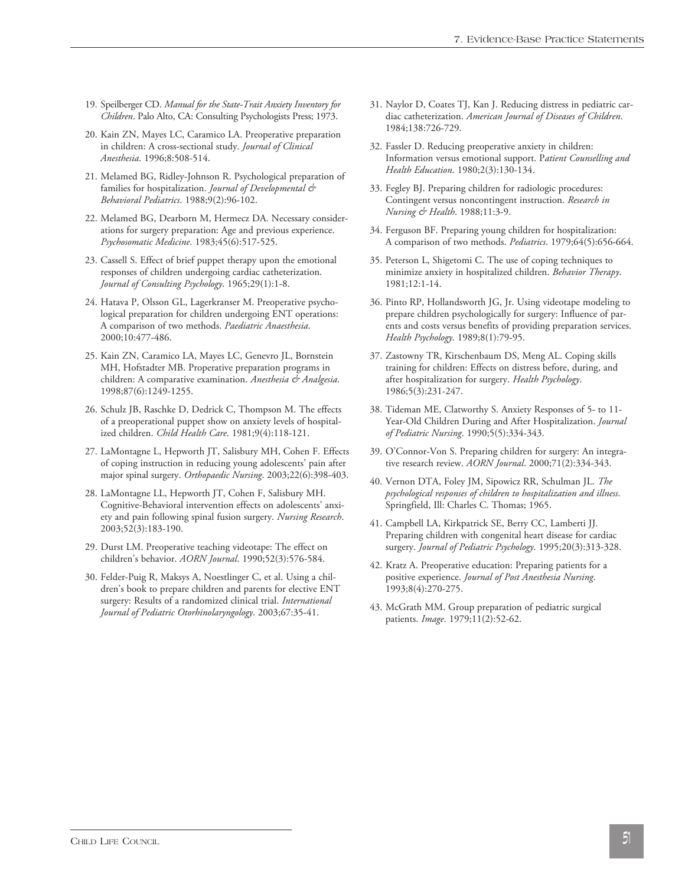19. Speilberger CD. *Manual for the State-Trait Anxiety Inventory for Children*. Palo Alto, CA: Consulting Psychologists Press; 1973.

20. Kain ZN, Mayes LC, Caramico LA. Preoperative preparation in children: A cross-sectional study. *Journal of Clinical Anesthesia*. 1996;8:508-514.

21. Melamed BG, Ridley-Johnson R. Psychological preparation of families for hospitalization. *Journal of Developmental & Behavioral Pediatrics*. 1988;9(2):96-102.

22. Melamed BG, Dearborn M, Hermecz DA. Necessary considerations for surgery preparation: Age and previous experience. *Psychosomatic Medicine*. 1983;45(6):517-525.

23. Cassell S. Effect of brief puppet therapy upon the emotional responses of children undergoing cardiac catheterization. *Journal of Consulting Psychology*. 1965;29(1):1-8.

24. Hatava P, Olsson GL, Lagerkranser M. Preoperative psychological preparation for children undergoing ENT operations: A comparison of two methods. *Paediatric Anaesthesia*. 2000;10:477-486.

25. Kain ZN, Caramico LA, Mayes LC, Genevro JL, Bornstein MH, Hofstadter MB. Properative preparation programs in children: A comparative examination. *Anesthesia & Analgesia*. 1998;87(6):1249-1255.

26. Schulz JB, Raschke D, Dedrick C, Thompson M. The effects of a preoperational puppet show on anxiety levels of hospitalized children. *Child Health Care*. 1981;9(4):118-121.

27. LaMontagne L, Hepworth JT, Salisbury MH, Cohen F. Effects of coping instruction in reducing young adolescents' pain after major spinal surgery. *Orthopaedic Nursing*. 2003;22(6):398-403.

28. LaMontagne LL, Hepworth JT, Cohen F, Salisbury MH. Cognitive-Behavioral intervention effects on adolescents' anxiety and pain following spinal fusion surgery. *Nursing Research*. 2003;52(3):183-190.

29. Durst LM. Preoperative teaching videotape: The effect on children's behavior. *AORN Journal*. 1990;52(3):576-584.

30. Felder-Puig R, Maksys A, Noestlinger C, et al. Using a children's book to prepare children and parents for elective ENT surgery: Results of a randomized clinical trial. *International Journal of Pediatric Otorhinolaryngology*. 2003;67:35-41.

31. Naylor D, Coates TJ, Kan J. Reducing distress in pediatric cardiac catheterization. *American Journal of Diseases of Children*. 1984;138:726-729.

32. Fassler D. Reducing preoperative anxiety in children: Information versus emotional support. *Patient Counselling and Health Education*. 1980;2(3):130-134.

33. Fegley BJ. Preparing children for radiologic procedures: Contingent versus noncontingent instruction. *Research in Nursing & Health*. 1988;11:3-9.

34. Ferguson BF. Preparing young children for hospitalization: A comparison of two methods. *Pediatrics*. 1979;64(5):656-664.

35. Peterson L, Shigetomi C. The use of coping techniques to minimize anxiety in hospitalized children. *Behavior Therapy*. 1981;12:1-14.

36. Pinto RP, Hollandsworth JG, Jr. Using videotape modeling to prepare children psychologically for surgery: Influence of parents and costs versus benefits of providing preparation services. *Health Psychology*. 1989;8(1):79-95.

37. Zastowny TR, Kirschenbaum DS, Meng AL. Coping skills training for children: Effects on distress before, during, and after hospitalization for surgery. *Health Psychology*. 1986;5(3):231-247.

38. Tideman ME, Clatworthy S. Anxiety Responses of 5- to 11-Year-Old Children During and After Hospitalization. *Journal of Pediatric Nursing*. 1990;5(5):334-343.

39. O'Connor-Von S. Preparing children for surgery: An integrative research review. *AORN Journal*. 2000;71(2):334-343.

40. Vernon DTA, Foley JM, Sipowicz RR, Schulman JL. *The psychological responses of children to hospitalization and illness*. Springfield, Ill: Charles C. Thomas; 1965.

41. Campbell LA, Kirkpatrick SE, Berry CC, Lamberti JJ. Preparing children with congenital heart disease for cardiac surgery. *Journal of Pediatric Psychology*. 1995;20(3):313-328.

42. Kratz A. Preoperative education: Preparing patients for a positive experience. *Journal of Post Anesthesia Nursing*. 1993;8(4):270-275.

43. McGrath MM. Group preparation of pediatric surgical patients. *Image*. 1979;11(2):52-62.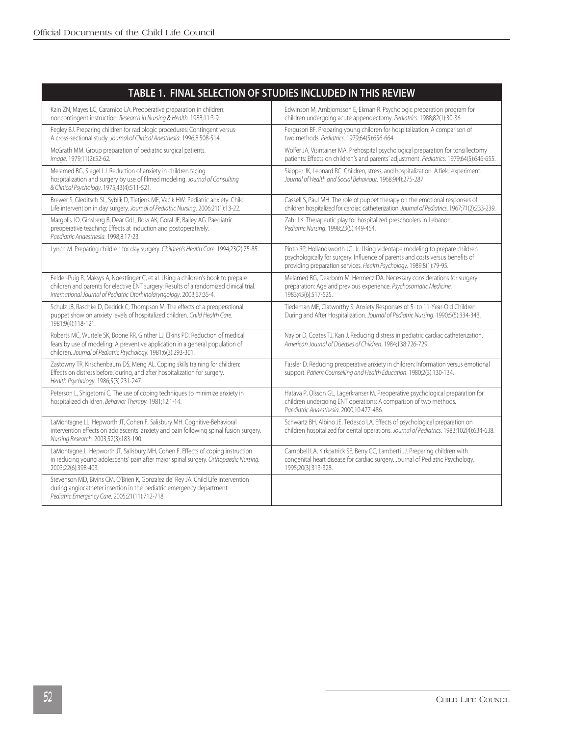| TABLE 1. FINAL SELECTION OF STUDIES INCLUDED IN THIS REVIEW | |
|---|---|
| Kain ZN, Mayes LC, Caramico LA. Preoperative preparation in children: noncontingent instruction. *Research in Nursing & Health*. 1988;11:3-9. | Edwinson M, Arnbjornsson E, Ekman R. Psychologic preparation program for children undergoing acute appendectomy. *Pediatrics*. 1988;82(1):30-36. |
| Fegley BJ. Preparing children for radiologic procedures: Contingent versus A cross-sectional study. *Journal of Clinical Anesthesia*. 1996;8:508-514. | Ferguson BF. Preparing young children for hospitalization: A comparison of two methods. *Pediatrics*. 1979;64(5):656-664. |
| McGrath MM. Group preparation of pediatric surgical patients. *Image*. 1979;11(2):52-62. | Wolfer JA, Visintainer MA. Prehospital psychological preparation for tonsillectomy patients: Effects on children's and parents' adjustment. *Pediatrics*. 1979;64(5):646-655. |
| Melamed BG, Siegel LJ. Reduction of anxiety in children facing hospitalization and surgery by use of filmed modeling. *Journal of Consulting & Clinical Psychology*. 1975;43(4):511-521. | Skipper JK, Leonard RC. Children, stress, and hospitalization: A field experiment. *Journal of Health and Social Behaviour*. 1968;9(4):275-287. |
| Brewer S, Gleditsch SL, Syblik D, Tietjens ME, Vacik HW. Pediatric anxiety: Child Life intervention in day surgery. *Journal of Pediatric Nursing*. 2006;21(1):13-22. | Cassell S, Paul MH. The role of puppet therapy on the emotional responses of children hospitalized for cardiac catheterization. *Journal of Pediatrics*. 1967;71(2):233-239. |
| Margolis JO, Ginsberg B, Dear GdL, Ross AK, Goral JE, Bailey AG. Paediatric preoperative teaching: Effects at induction and postoperatively. *Paediatric Anaesthesia*. 1998;8:17-23. | Zahr LK. Therapeutic play for hospitalized preschoolers in Lebanon. *Pediatric Nursing*. 1998;23(5):449-454. |
| Lynch M. Preparing children for day surgery. *Children's Health Care*. 1994;23(2):75-85. | Pinto RP, Hollandsworth JG, Jr. Using videotape modeling to prepare children psychologically for surgery: Influence of parents and costs versus benefits of providing preparation services. *Health Psychology*. 1989;8(1):79-95. |
| Felder-Puig R, Maksys A, Noestlinger C, et al. Using a children's book to prepare children and parents for elective ENT surgery: Results of a randomized clinical trial. *International Journal of Pediatric Otorhinolaryngology*. 2003;67:35-4. | Melamed BG, Dearborn M, Hermecz DA. Necessary considerations for surgery preparation: Age and previous experience. *Psychosomatic Medicine*. 1983;45(6):517-525. |
| Schulz JB, Raschke D, Dedrick C, Thompson M. The effects of a preoperational puppet show on anxiety levels of hospitalized children. *Child Health Care*. 1981;9(4):118-121. | Tiedeman ME, Clatworthy S. Anxiety Responses of 5- to 11-Year-Old Children During and After Hospitalization. *Journal of Pediatric Nursing*. 1990;5(5):334-343. |
| Roberts MC, Wurtele SK, Boone RR, Ginther LJ, Elkins PD. Reduction of medical fears by use of modeling: A preventive application in a general population of children. *Journal of Pediatric Psychology*. 1981;6(3):293-301. | Naylor D, Coates TJ, Kan J. Reducing distress in pediatric cardiac catheterization. *American Journal of Diseases of Children*. 1984;138:726-729. |
| Zastowny TR, Kirschenbaum DS, Meng AL. Coping skills training for children: Effects on distress before, during, and after hospitalization for surgery. *Health Psychology*. 1986;5(3):231-247. | Fassler D. Reducing preoperative anxiety in children: Information versus emotional support. *Patient Counselling and Health Education*. 1980;2(3):130-134. |
| Peterson L, Shigetomi C. The use of coping techniques to minimize anxiety in hospitalized children. *Behavior Therapy*. 1981;12:1-14. | Hatava P, Olsson GL, Lagerkranser M. Preoperative psychological preparation for children undergoing ENT operations: A comparison of two methods. *Paediatric Anaesthesia*. 2000;10:477-486. |
| LaMontagne LL, Hepworth JT, Cohen F, Salisbury MH. Cognitive-Behavioral intervention effects on adolescents' anxiety and pain following spinal fusion surgery. *Nursing Research*. 2003;52(3):183-190. | Schwartz BH, Albino JE, Tedesco LA. Effects of psychological preparation on children hospitalized for dental operations. *Journal of Pediatrics*. 1983;102(4):634-638. |
| LaMontagne L, Hepworth JT, Salisbury MH, Cohen F. Effects of coping instruction in reducing young adolescents' pain after major spinal surgery. *Orthopaedic Nursing*. 2003;22(6):398-403. | Campbell LA, Kirkpatrick SE, Berry CC, Lamberti JJ. Preparing children with congenital heart disease for cardiac surgery. Journal of Pediatric Psychology. 1995;20(3):313-328. |
| Stevenson MD, Bivins CM, O'Brien K, Gonzalez del Rey JA. Child Life intervention during angiocatheter insertion in the pediatric emergency department. *Pediatric Emergency Care*. 2005;21(11):712-718. | |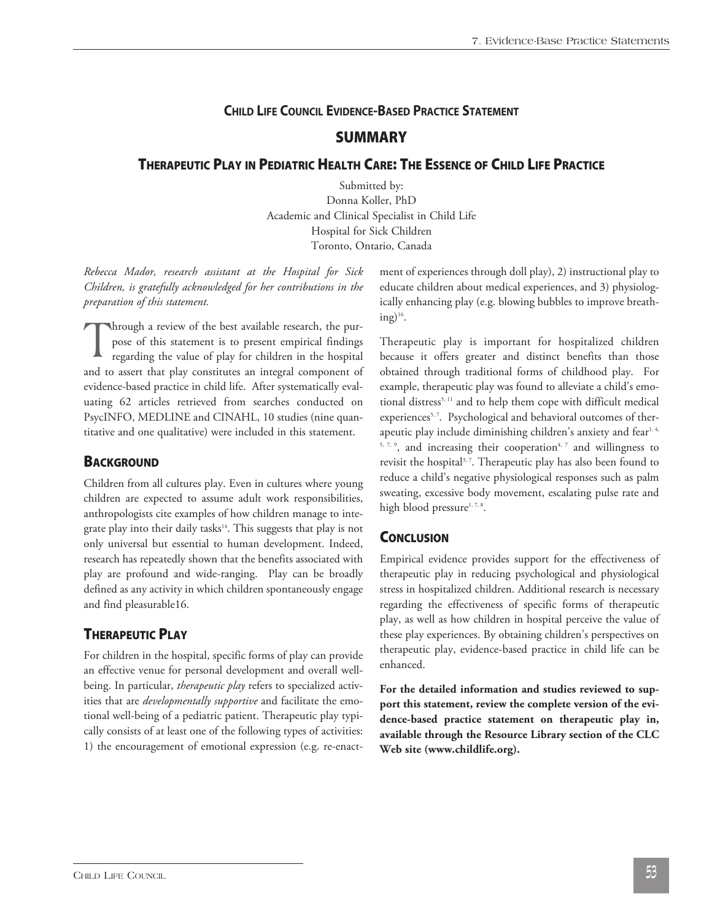## CHILD LIFE COUNCIL EVIDENCE-BASED PRACTICE STATEMENT

# SUMMARY

## THERAPEUTIC PLAY IN PEDIATRIC HEALTH CARE: THE ESSENCE OF CHILD LIFE PRACTICE

Submitted by:
Donna Koller, PhD
Academic and Clinical Specialist in Child Life
Hospital for Sick Children
Toronto, Ontario, Canada

*Rebecca Mador, research assistant at the Hospital for Sick Children, is gratefully acknowledged for her contributions in the preparation of this statement.*

Through a review of the best available research, the purpose of this statement is to present empirical findings regarding the value of play for children in the hospital and to assert that play constitutes an integral component of evidence-based practice in child life. After systematically evaluating 62 articles retrieved from searches conducted on PsycINFO, MEDLINE and CINAHL, 10 studies (nine quantitative and one qualitative) were included in this statement.

### BACKGROUND

Children from all cultures play. Even in cultures where young children are expected to assume adult work responsibilities, anthropologists cite examples of how children manage to integrate play into their daily tasks[14]. This suggests that play is not only universal but essential to human development. Indeed, research has repeatedly shown that the benefits associated with play are profound and wide-ranging. Play can be broadly defined as any activity in which children spontaneously engage and find pleasurable16.

### THERAPEUTIC PLAY

For children in the hospital, specific forms of play can provide an effective venue for personal development and overall wellbeing. In particular, *therapeutic play* refers to specialized activities that are *developmentally supportive* and facilitate the emotional well-being of a pediatric patient. Therapeutic play typically consists of at least one of the following types of activities: 1) the encouragement of emotional expression (e.g. re-enactment of experiences through doll play), 2) instructional play to educate children about medical experiences, and 3) physiologically enhancing play (e.g. blowing bubbles to improve breathing)[16].

Therapeutic play is important for hospitalized children because it offers greater and distinct benefits than those obtained through traditional forms of childhood play. For example, therapeutic play was found to alleviate a child's emotional distress[5, 11] and to help them cope with difficult medical experiences[5, 7]. Psychological and behavioral outcomes of therapeutic play include diminishing children's anxiety and fear[1, 4, 5, 7, 9], and increasing their cooperation[4, 7] and willingness to revisit the hospital[3, 7]. Therapeutic play has also been found to reduce a child's negative physiological responses such as palm sweating, excessive body movement, escalating pulse rate and high blood pressure[1, 7, 8].

### CONCLUSION

Empirical evidence provides support for the effectiveness of therapeutic play in reducing psychological and physiological stress in hospitalized children. Additional research is necessary regarding the effectiveness of specific forms of therapeutic play, as well as how children in hospital perceive the value of these play experiences. By obtaining children's perspectives on therapeutic play, evidence-based practice in child life can be enhanced.

**For the detailed information and studies reviewed to support this statement, review the complete version of the evidence-based practice statement on therapeutic play in, available through the Resource Library section of the CLC Web site (www.childlife.org).**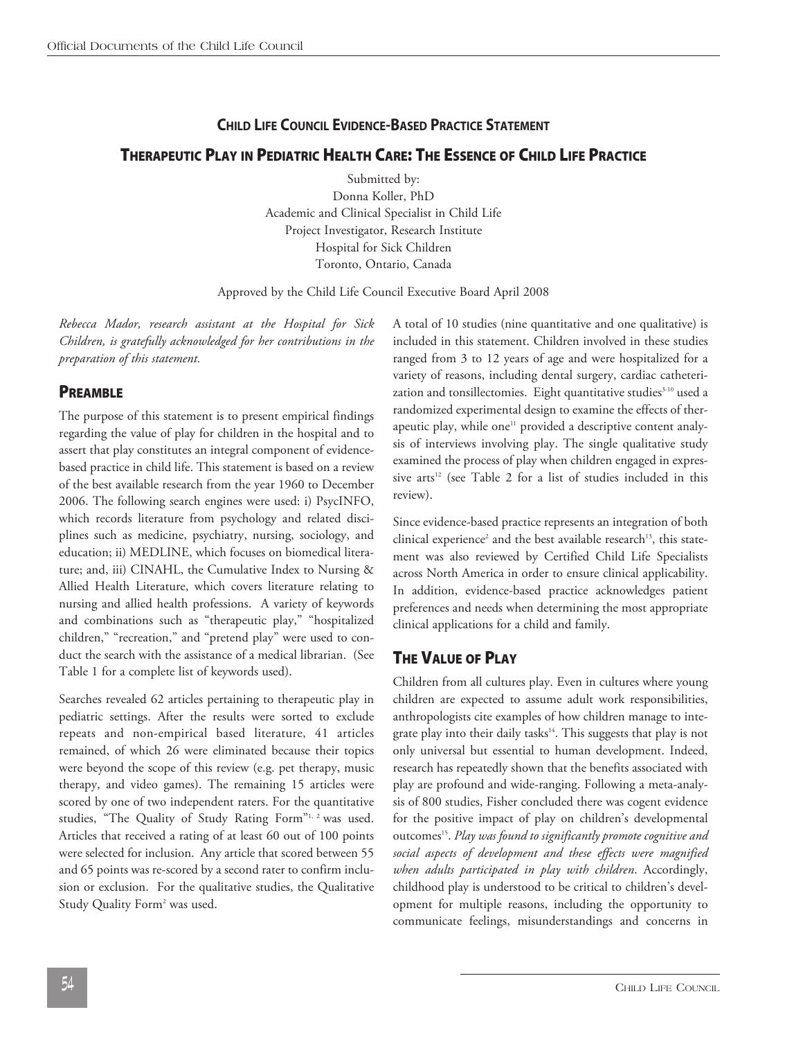## Child Life Council Evidence-Based Practice Statement

## Therapeutic Play in Pediatric Health Care: The Essence of Child Life Practice

Submitted by:
Donna Koller, PhD
Academic and Clinical Specialist in Child Life
Project Investigator, Research Institute
Hospital for Sick Children
Toronto, Ontario, Canada

Approved by the Child Life Council Executive Board April 2008

*Rebecca Mador, research assistant at the Hospital for Sick Children, is gratefully acknowledged for her contributions in the preparation of this statement.*

### Preamble

The purpose of this statement is to present empirical findings regarding the value of play for children in the hospital and to assert that play constitutes an integral component of evidence-based practice in child life. This statement is based on a review of the best available research from the year 1960 to December 2006. The following search engines were used: i) PsycINFO, which records literature from psychology and related disciplines such as medicine, psychiatry, nursing, sociology, and education; ii) MEDLINE, which focuses on biomedical literature; and, iii) CINAHL, the Cumulative Index to Nursing & Allied Health Literature, which covers literature relating to nursing and allied health professions. A variety of keywords and combinations such as "therapeutic play," "hospitalized children," "recreation," and "pretend play" were used to conduct the search with the assistance of a medical librarian. (See Table 1 for a complete list of keywords used).

Searches revealed 62 articles pertaining to therapeutic play in pediatric settings. After the results were sorted to exclude repeats and non-empirical based literature, 41 articles remained, of which 26 were eliminated because their topics were beyond the scope of this review (e.g. pet therapy, music therapy, and video games). The remaining 15 articles were scored by one of two independent raters. For the quantitative studies, "The Quality of Study Rating Form"[1, 2] was used. Articles that received a rating of at least 60 out of 100 points were selected for inclusion. Any article that scored between 55 and 65 points was re-scored by a second rater to confirm inclusion or exclusion. For the qualitative studies, the Qualitative Study Quality Form[2] was used.

A total of 10 studies (nine quantitative and one qualitative) is included in this statement. Children involved in these studies ranged from 3 to 12 years of age and were hospitalized for a variety of reasons, including dental surgery, cardiac catheterization and tonsillectomies. Eight quantitative studies[3-10] used a randomized experimental design to examine the effects of therapeutic play, while one[11] provided a descriptive content analysis of interviews involving play. The single qualitative study examined the process of play when children engaged in expressive arts[12] (see Table 2 for a list of studies included in this review).

Since evidence-based practice represents an integration of both clinical experience[2] and the best available research[13], this statement was also reviewed by Certified Child Life Specialists across North America in order to ensure clinical applicability. In addition, evidence-based practice acknowledges patient preferences and needs when determining the most appropriate clinical applications for a child and family.

### The Value of Play

Children from all cultures play. Even in cultures where young children are expected to assume adult work responsibilities, anthropologists cite examples of how children manage to integrate play into their daily tasks[14]. This suggests that play is not only universal but essential to human development. Indeed, research has repeatedly shown that the benefits associated with play are profound and wide-ranging. Following a meta-analysis of 800 studies, Fisher concluded there was cogent evidence for the positive impact of play on children's developmental outcomes[15]. *Play was found to significantly promote cognitive and social aspects of development and these effects were magnified when adults participated in play with children*. Accordingly, childhood play is understood to be critical to children's development for multiple reasons, including the opportunity to communicate feelings, misunderstandings and concerns in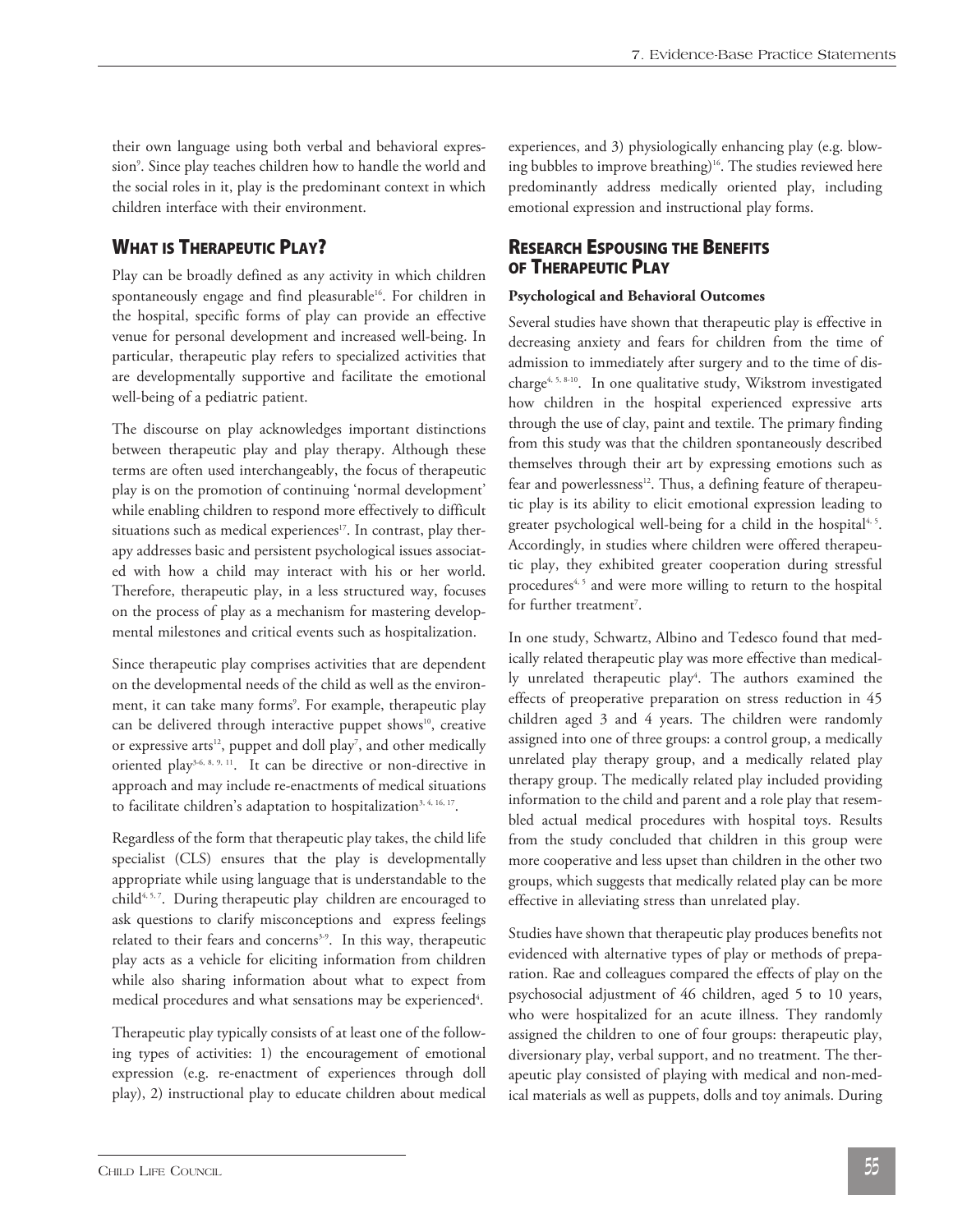their own language using both verbal and behavioral expression[9]. Since play teaches children how to handle the world and the social roles in it, play is the predominant context in which children interface with their environment.

## What is Therapeutic Play?

Play can be broadly defined as any activity in which children spontaneously engage and find pleasurable[16]. For children in the hospital, specific forms of play can provide an effective venue for personal development and increased well-being. In particular, therapeutic play refers to specialized activities that are developmentally supportive and facilitate the emotional well-being of a pediatric patient.

The discourse on play acknowledges important distinctions between therapeutic play and play therapy. Although these terms are often used interchangeably, the focus of therapeutic play is on the promotion of continuing 'normal development' while enabling children to respond more effectively to difficult situations such as medical experiences[17]. In contrast, play therapy addresses basic and persistent psychological issues associated with how a child may interact with his or her world. Therefore, therapeutic play, in a less structured way, focuses on the process of play as a mechanism for mastering developmental milestones and critical events such as hospitalization.

Since therapeutic play comprises activities that are dependent on the developmental needs of the child as well as the environment, it can take many forms[9]. For example, therapeutic play can be delivered through interactive puppet shows[10], creative or expressive arts[12], puppet and doll play[7], and other medically oriented play[3-6, 8, 9, 11]. It can be directive or non-directive in approach and may include re-enactments of medical situations to facilitate children's adaptation to hospitalization[3, 4, 16, 17].

Regardless of the form that therapeutic play takes, the child life specialist (CLS) ensures that the play is developmentally appropriate while using language that is understandable to the child[4, 5, 7]. During therapeutic play children are encouraged to ask questions to clarify misconceptions and express feelings related to their fears and concerns[3-9]. In this way, therapeutic play acts as a vehicle for eliciting information from children while also sharing information about what to expect from medical procedures and what sensations may be experienced[4].

Therapeutic play typically consists of at least one of the following types of activities: 1) the encouragement of emotional expression (e.g. re-enactment of experiences through doll play), 2) instructional play to educate children about medical experiences, and 3) physiologically enhancing play (e.g. blowing bubbles to improve breathing)[16]. The studies reviewed here predominantly address medically oriented play, including emotional expression and instructional play forms.

## Research Espousing the Benefits of Therapeutic Play

**Psychological and Behavioral Outcomes**

Several studies have shown that therapeutic play is effective in decreasing anxiety and fears for children from the time of admission to immediately after surgery and to the time of discharge[4, 5, 8-10]. In one qualitative study, Wikstrom investigated how children in the hospital experienced expressive arts through the use of clay, paint and textile. The primary finding from this study was that the children spontaneously described themselves through their art by expressing emotions such as fear and powerlessness[12]. Thus, a defining feature of therapeutic play is its ability to elicit emotional expression leading to greater psychological well-being for a child in the hospital[4, 5]. Accordingly, in studies where children were offered therapeutic play, they exhibited greater cooperation during stressful procedures[4, 5] and were more willing to return to the hospital for further treatment[7].

In one study, Schwartz, Albino and Tedesco found that medically related therapeutic play was more effective than medically unrelated therapeutic play[4]. The authors examined the effects of preoperative preparation on stress reduction in 45 children aged 3 and 4 years. The children were randomly assigned into one of three groups: a control group, a medically unrelated play therapy group, and a medically related play therapy group. The medically related play included providing information to the child and parent and a role play that resembled actual medical procedures with hospital toys. Results from the study concluded that children in this group were more cooperative and less upset than children in the other two groups, which suggests that medically related play can be more effective in alleviating stress than unrelated play.

Studies have shown that therapeutic play produces benefits not evidenced with alternative types of play or methods of preparation. Rae and colleagues compared the effects of play on the psychosocial adjustment of 46 children, aged 5 to 10 years, who were hospitalized for an acute illness. They randomly assigned the children to one of four groups: therapeutic play, diversionary play, verbal support, and no treatment. The therapeutic play consisted of playing with medical and non-medical materials as well as puppets, dolls and toy animals. During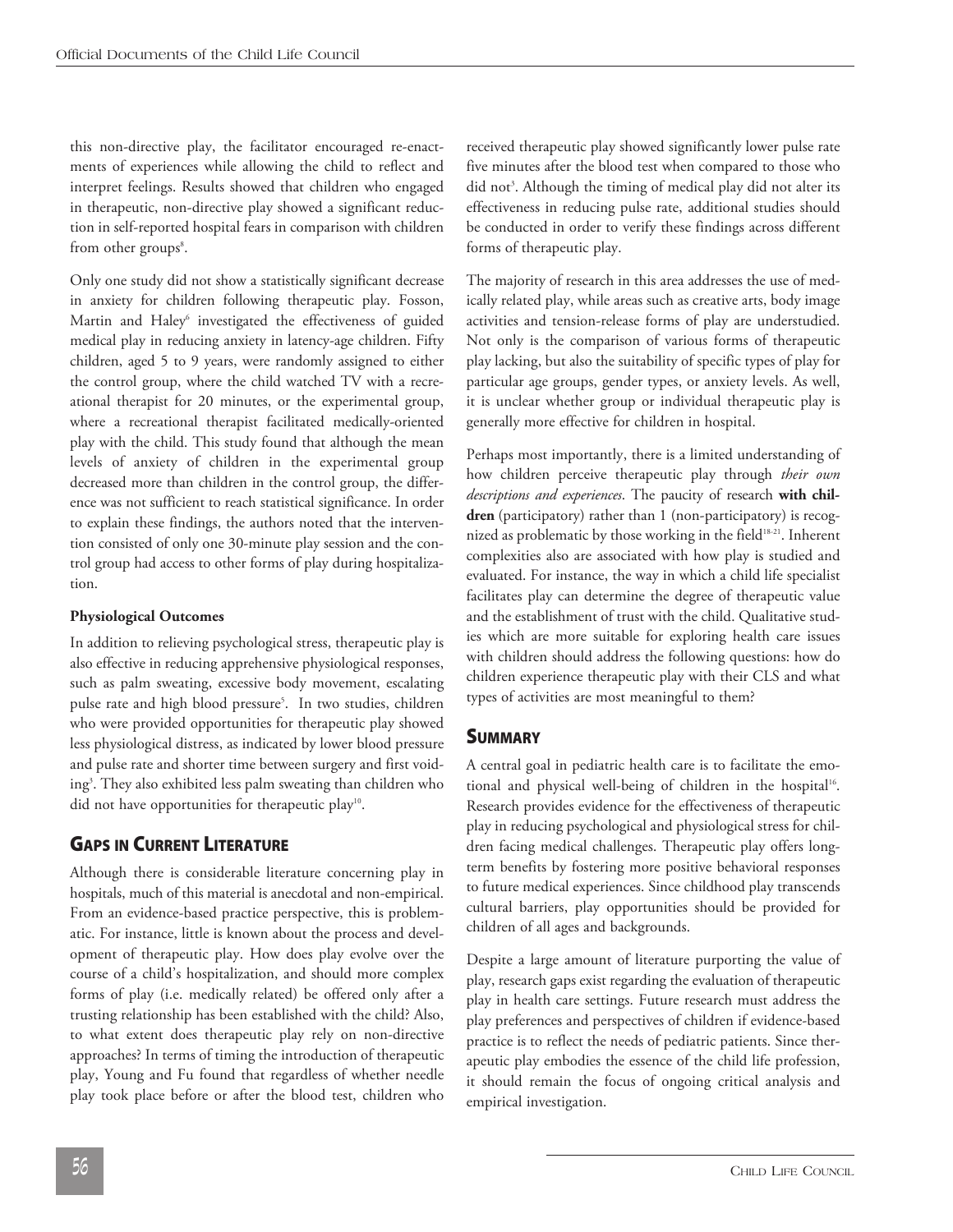this non-directive play, the facilitator encouraged re-enactments of experiences while allowing the child to reflect and interpret feelings. Results showed that children who engaged in therapeutic, non-directive play showed a significant reduction in self-reported hospital fears in comparison with children from other groups[8].

Only one study did not show a statistically significant decrease in anxiety for children following therapeutic play. Fosson, Martin and Haley[6] investigated the effectiveness of guided medical play in reducing anxiety in latency-age children. Fifty children, aged 5 to 9 years, were randomly assigned to either the control group, where the child watched TV with a recreational therapist for 20 minutes, or the experimental group, where a recreational therapist facilitated medically-oriented play with the child. This study found that although the mean levels of anxiety of children in the experimental group decreased more than children in the control group, the difference was not sufficient to reach statistical significance. In order to explain these findings, the authors noted that the intervention consisted of only one 30-minute play session and the control group had access to other forms of play during hospitalization.

### Physiological Outcomes

In addition to relieving psychological stress, therapeutic play is also effective in reducing apprehensive physiological responses, such as palm sweating, excessive body movement, escalating pulse rate and high blood pressure[5]. In two studies, children who were provided opportunities for therapeutic play showed less physiological distress, as indicated by lower blood pressure and pulse rate and shorter time between surgery and first voiding[3]. They also exhibited less palm sweating than children who did not have opportunities for therapeutic play[10].

## Gaps in Current Literature

Although there is considerable literature concerning play in hospitals, much of this material is anecdotal and non-empirical. From an evidence-based practice perspective, this is problematic. For instance, little is known about the process and development of therapeutic play. How does play evolve over the course of a child's hospitalization, and should more complex forms of play (i.e. medically related) be offered only after a trusting relationship has been established with the child? Also, to what extent does therapeutic play rely on non-directive approaches? In terms of timing the introduction of therapeutic play, Young and Fu found that regardless of whether needle play took place before or after the blood test, children who received therapeutic play showed significantly lower pulse rate five minutes after the blood test when compared to those who did not[3]. Although the timing of medical play did not alter its effectiveness in reducing pulse rate, additional studies should be conducted in order to verify these findings across different forms of therapeutic play.

The majority of research in this area addresses the use of medically related play, while areas such as creative arts, body image activities and tension-release forms of play are understudied. Not only is the comparison of various forms of therapeutic play lacking, but also the suitability of specific types of play for particular age groups, gender types, or anxiety levels. As well, it is unclear whether group or individual therapeutic play is generally more effective for children in hospital.

Perhaps most importantly, there is a limited understanding of how children perceive therapeutic play through *their own descriptions and experiences*. The paucity of research **with children** (participatory) rather than 1 (non-participatory) is recognized as problematic by those working in the field[18-21]. Inherent complexities also are associated with how play is studied and evaluated. For instance, the way in which a child life specialist facilitates play can determine the degree of therapeutic value and the establishment of trust with the child. Qualitative studies which are more suitable for exploring health care issues with children should address the following questions: how do children experience therapeutic play with their CLS and what types of activities are most meaningful to them?

## Summary

A central goal in pediatric health care is to facilitate the emotional and physical well-being of children in the hospital[16]. Research provides evidence for the effectiveness of therapeutic play in reducing psychological and physiological stress for children facing medical challenges. Therapeutic play offers long-term benefits by fostering more positive behavioral responses to future medical experiences. Since childhood play transcends cultural barriers, play opportunities should be provided for children of all ages and backgrounds.

Despite a large amount of literature purporting the value of play, research gaps exist regarding the evaluation of therapeutic play in health care settings. Future research must address the play preferences and perspectives of children if evidence-based practice is to reflect the needs of pediatric patients. Since therapeutic play embodies the essence of the child life profession, it should remain the focus of ongoing critical analysis and empirical investigation.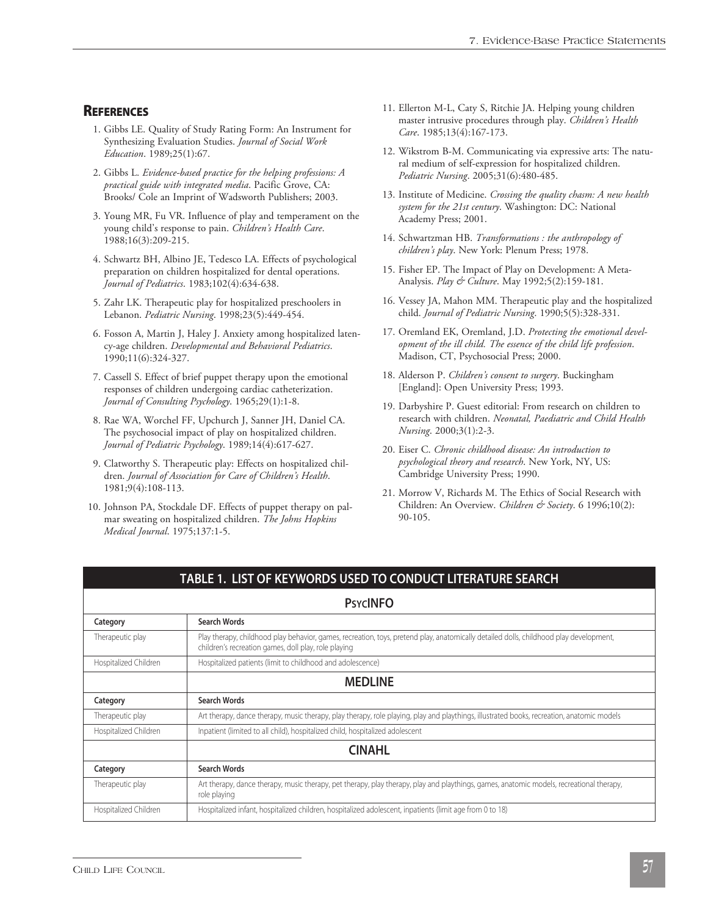## References

1. Gibbs LE. Quality of Study Rating Form: An Instrument for Synthesizing Evaluation Studies. *Journal of Social Work Education*. 1989;25(1):67.
2. Gibbs L. *Evidence-based practice for the helping professions: A practical guide with integrated media*. Pacific Grove, CA: Brooks/ Cole an Imprint of Wadsworth Publishers; 2003.
3. Young MR, Fu VR. Influence of play and temperament on the young child's response to pain. *Children's Health Care*. 1988;16(3):209-215.
4. Schwartz BH, Albino JE, Tedesco LA. Effects of psychological preparation on children hospitalized for dental operations. *Journal of Pediatrics*. 1983;102(4):634-638.
5. Zahr LK. Therapeutic play for hospitalized preschoolers in Lebanon. *Pediatric Nursing*. 1998;23(5):449-454.
6. Fosson A, Martin J, Haley J. Anxiety among hospitalized latency-age children. *Developmental and Behavioral Pediatrics*. 1990;11(6):324-327.
7. Cassell S. Effect of brief puppet therapy upon the emotional responses of children undergoing cardiac catheterization. *Journal of Consulting Psychology*. 1965;29(1):1-8.
8. Rae WA, Worchel FF, Upchurch J, Sanner JH, Daniel CA. The psychosocial impact of play on hospitalized children. *Journal of Pediatric Psychology*. 1989;14(4):617-627.
9. Clatworthy S. Therapeutic play: Effects on hospitalized children. *Journal of Association for Care of Children's Health*. 1981;9(4):108-113.
10. Johnson PA, Stockdale DF. Effects of puppet therapy on palmar sweating on hospitalized children. *The Johns Hopkins Medical Journal*. 1975;137:1-5.
11. Ellerton M-L, Caty S, Ritchie JA. Helping young children master intrusive procedures through play. *Children's Health Care*. 1985;13(4):167-173.
12. Wikstrom B-M. Communicating via expressive arts: The natural medium of self-expression for hospitalized children. *Pediatric Nursing*. 2005;31(6):480-485.
13. Institute of Medicine. *Crossing the quality chasm: A new health system for the 21st century*. Washington: DC: National Academy Press; 2001.
14. Schwartzman HB. *Transformations : the anthropology of children's play*. New York: Plenum Press; 1978.
15. Fisher EP. The Impact of Play on Development: A Meta-Analysis. *Play & Culture*. May 1992;5(2):159-181.
16. Vessey JA, Mahon MM. Therapeutic play and the hospitalized child. *Journal of Pediatric Nursing*. 1990;5(5):328-331.
17. Oremland EK, Oremland, J.D. *Protecting the emotional development of the ill child. The essence of the child life profession*. Madison, CT, Psychosocial Press; 2000.
18. Alderson P. *Children's consent to surgery*. Buckingham [England]: Open University Press; 1993.
19. Darbyshire P. Guest editorial: From research on children to research with children. *Neonatal, Paediatric and Child Health Nursing*. 2000;3(1):2-3.
20. Eiser C. *Chronic childhood disease: An introduction to psychological theory and research*. New York, NY, US: Cambridge University Press; 1990.
21. Morrow V, Richards M. The Ethics of Social Research with Children: An Overview. *Children & Society*. 6 1996;10(2): 90-105.

**TABLE 1. LIST OF KEYWORDS USED TO CONDUCT LITERATURE SEARCH**

| | |
|---|---|
| | **PsycINFO** |
| **Category** | **Search Words** |
| Therapeutic play | Play therapy, childhood play behavior, games, recreation, toys, pretend play, anatomically detailed dolls, childhood play development, children's recreation games, doll play, role playing |
| Hospitalized Children | Hospitalized patients (limit to childhood and adolescence) |
| | **MEDLINE** |
| **Category** | **Search Words** |
| Therapeutic play | Art therapy, dance therapy, music therapy, play therapy, role playing, play and playthings, illustrated books, recreation, anatomic models |
| Hospitalized Children | Inpatient (limited to all child), hospitalized child, hospitalized adolescent |
| | **CINAHL** |
| **Category** | **Search Words** |
| Therapeutic play | Art therapy, dance therapy, music therapy, pet therapy, play therapy, play and playthings, games, anatomic models, recreational therapy, role playing |
| Hospitalized Children | Hospitalized infant, hospitalized children, hospitalized adolescent, inpatients (limit age from 0 to 18) |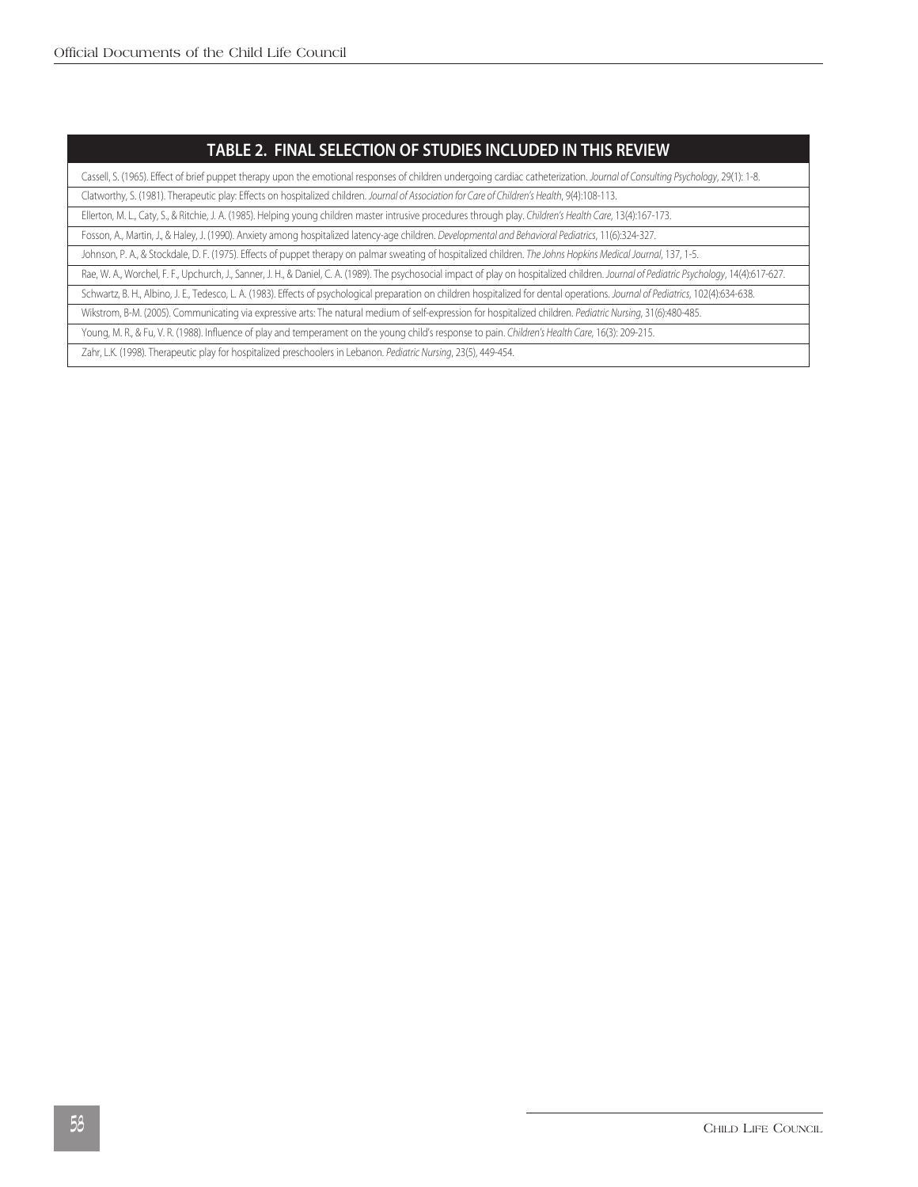| TABLE 2. FINAL SELECTION OF STUDIES INCLUDED IN THIS REVIEW |
|---|
| Cassell, S. (1965). Effect of brief puppet therapy upon the emotional responses of children undergoing cardiac catheterization. *Journal of Consulting Psychology*, 29(1): 1-8. |
| Clatworthy, S. (1981). Therapeutic play: Effects on hospitalized children. *Journal of Association for Care of Children's Health*, 9(4):108-113. |
| Ellerton, M. L., Caty, S., & Ritchie, J. A. (1985). Helping young children master intrusive procedures through play. *Children's Health Care*, 13(4):167-173. |
| Fosson, A., Martin, J., & Haley, J. (1990). Anxiety among hospitalized latency-age children. *Developmental and Behavioral Pediatrics*, 11(6):324-327. |
| Johnson, P. A., & Stockdale, D. F. (1975). Effects of puppet therapy on palmar sweating of hospitalized children. *The Johns Hopkins Medical Journal*, 137, 1-5. |
| Rae, W. A., Worchel, F. F., Upchurch, J., Sanner, J. H., & Daniel, C. A. (1989). The psychosocial impact of play on hospitalized children. *Journal of Pediatric Psychology*, 14(4):617-627. |
| Schwartz, B. H., Albino, J. E., Tedesco, L. A. (1983). Effects of psychological preparation on children hospitalized for dental operations. *Journal of Pediatrics*, 102(4):634-638. |
| Wikstrom, B-M. (2005). Communicating via expressive arts: The natural medium of self-expression for hospitalized children. *Pediatric Nursing*, 31(6):480-485. |
| Young, M. R., & Fu, V. R. (1988). Influence of play and temperament on the young child's response to pain. *Children's Health Care*, 16(3): 209-215. |
| Zahr, L.K. (1998). Therapeutic play for hospitalized preschoolers in Lebanon. *Pediatric Nursing*, 23(5), 449-454. |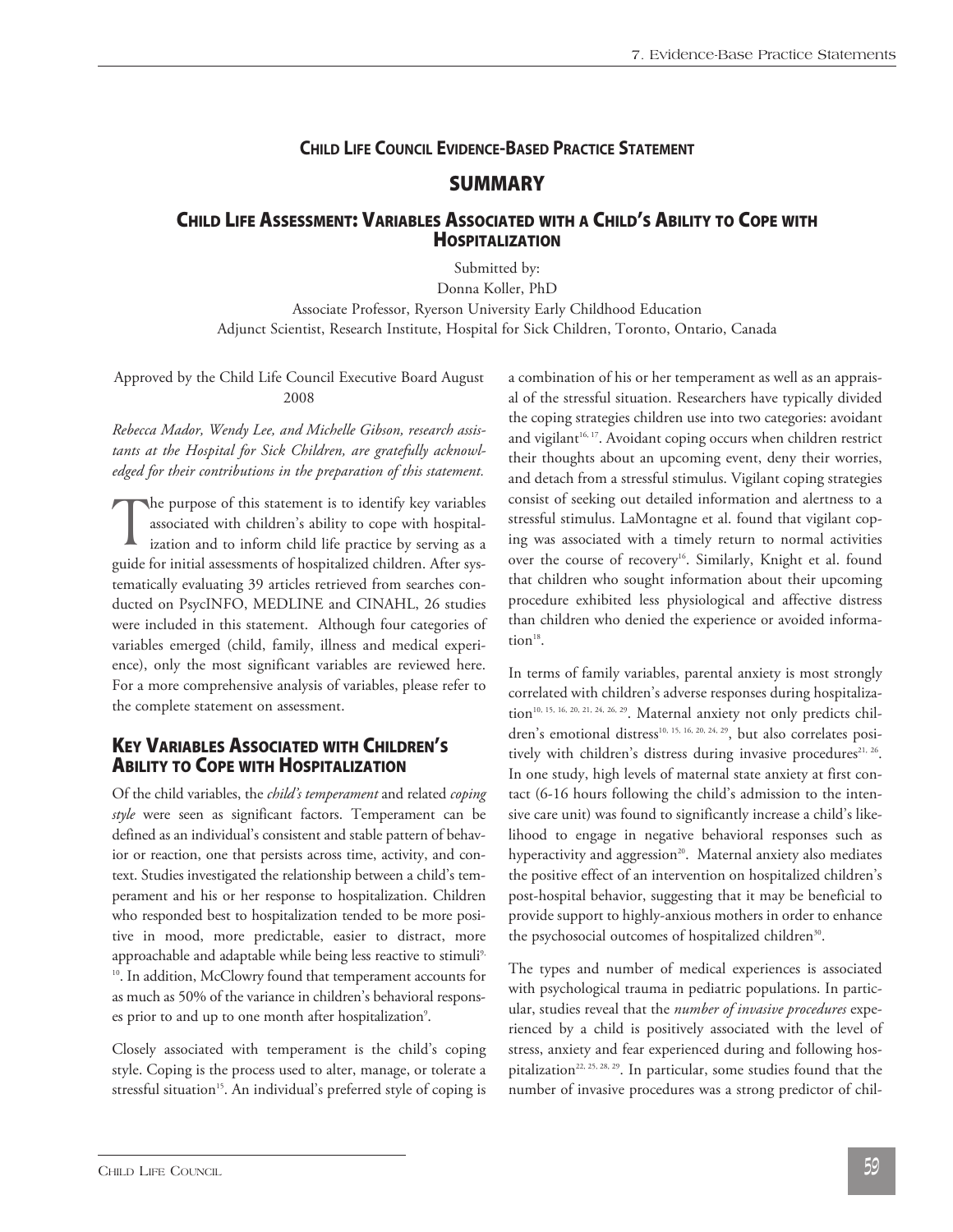### CHILD LIFE COUNCIL EVIDENCE-BASED PRACTICE STATEMENT

## SUMMARY

### CHILD LIFE ASSESSMENT: VARIABLES ASSOCIATED WITH A CHILD'S ABILITY TO COPE WITH HOSPITALIZATION

Submitted by:
Donna Koller, PhD
Associate Professor, Ryerson University Early Childhood Education
Adjunct Scientist, Research Institute, Hospital for Sick Children, Toronto, Ontario, Canada

Approved by the Child Life Council Executive Board August 2008

*Rebecca Mador, Wendy Lee, and Michelle Gibson, research assistants at the Hospital for Sick Children, are gratefully acknowledged for their contributions in the preparation of this statement.*

The purpose of this statement is to identify key variables associated with children's ability to cope with hospitalization and to inform child life practice by serving as a guide for initial assessments of hospitalized children. After systematically evaluating 39 articles retrieved from searches conducted on PsycINFO, MEDLINE and CINAHL, 26 studies were included in this statement. Although four categories of variables emerged (child, family, illness and medical experience), only the most significant variables are reviewed here. For a more comprehensive analysis of variables, please refer to the complete statement on assessment.

### KEY VARIABLES ASSOCIATED WITH CHILDREN'S ABILITY TO COPE WITH HOSPITALIZATION

Of the child variables, the *child's temperament* and related *coping style* were seen as significant factors. Temperament can be defined as an individual's consistent and stable pattern of behavior or reaction, one that persists across time, activity, and context. Studies investigated the relationship between a child's temperament and his or her response to hospitalization. Children who responded best to hospitalization tended to be more positive in mood, more predictable, easier to distract, more approachable and adaptable while being less reactive to stimuli[9, 10]. In addition, McClowry found that temperament accounts for as much as 50% of the variance in children's behavioral responses prior to and up to one month after hospitalization[9].

Closely associated with temperament is the child's coping style. Coping is the process used to alter, manage, or tolerate a stressful situation[15]. An individual's preferred style of coping is a combination of his or her temperament as well as an appraisal of the stressful situation. Researchers have typically divided the coping strategies children use into two categories: avoidant and vigilant[16, 17]. Avoidant coping occurs when children restrict their thoughts about an upcoming event, deny their worries, and detach from a stressful stimulus. Vigilant coping strategies consist of seeking out detailed information and alertness to a stressful stimulus. LaMontagne et al. found that vigilant coping was associated with a timely return to normal activities over the course of recovery[16]. Similarly, Knight et al. found that children who sought information about their upcoming procedure exhibited less physiological and affective distress than children who denied the experience or avoided information[18].

In terms of family variables, parental anxiety is most strongly correlated with children's adverse responses during hospitalization[10, 15, 16, 20, 21, 24, 26, 29]. Maternal anxiety not only predicts children's emotional distress[10, 15, 16, 20, 24, 29], but also correlates positively with children's distress during invasive procedures[21, 26]. In one study, high levels of maternal state anxiety at first contact (6-16 hours following the child's admission to the intensive care unit) was found to significantly increase a child's likelihood to engage in negative behavioral responses such as hyperactivity and aggression[20]. Maternal anxiety also mediates the positive effect of an intervention on hospitalized children's post-hospital behavior, suggesting that it may be beneficial to provide support to highly-anxious mothers in order to enhance the psychosocial outcomes of hospitalized children[30].

The types and number of medical experiences is associated with psychological trauma in pediatric populations. In particular, studies reveal that the *number of invasive procedures* experienced by a child is positively associated with the level of stress, anxiety and fear experienced during and following hospitalization[22, 25, 28, 29]. In particular, some studies found that the number of invasive procedures was a strong predictor of chil-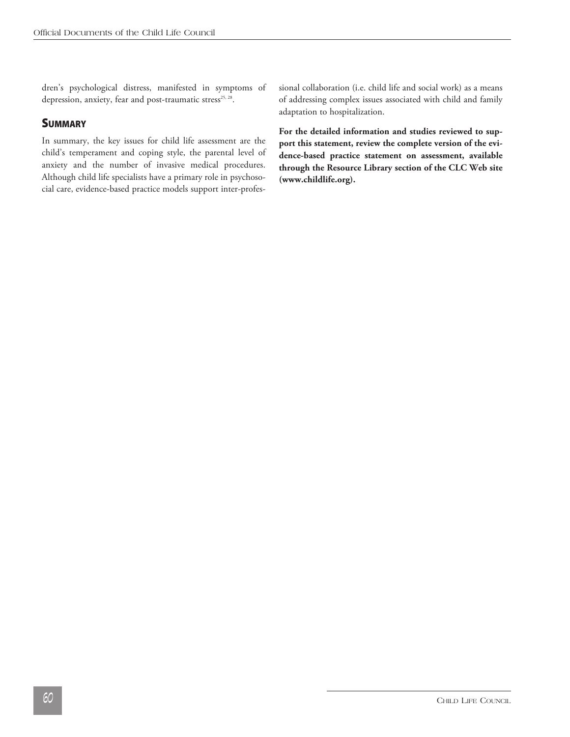dren's psychological distress, manifested in symptoms of depression, anxiety, fear and post-traumatic stress[25, 28].

## SUMMARY

In summary, the key issues for child life assessment are the child's temperament and coping style, the parental level of anxiety and the number of invasive medical procedures. Although child life specialists have a primary role in psychosocial care, evidence-based practice models support inter-professional collaboration (i.e. child life and social work) as a means of addressing complex issues associated with child and family adaptation to hospitalization.

**For the detailed information and studies reviewed to support this statement, review the complete version of the evidence-based practice statement on assessment, available through the Resource Library section of the CLC Web site (www.childlife.org).**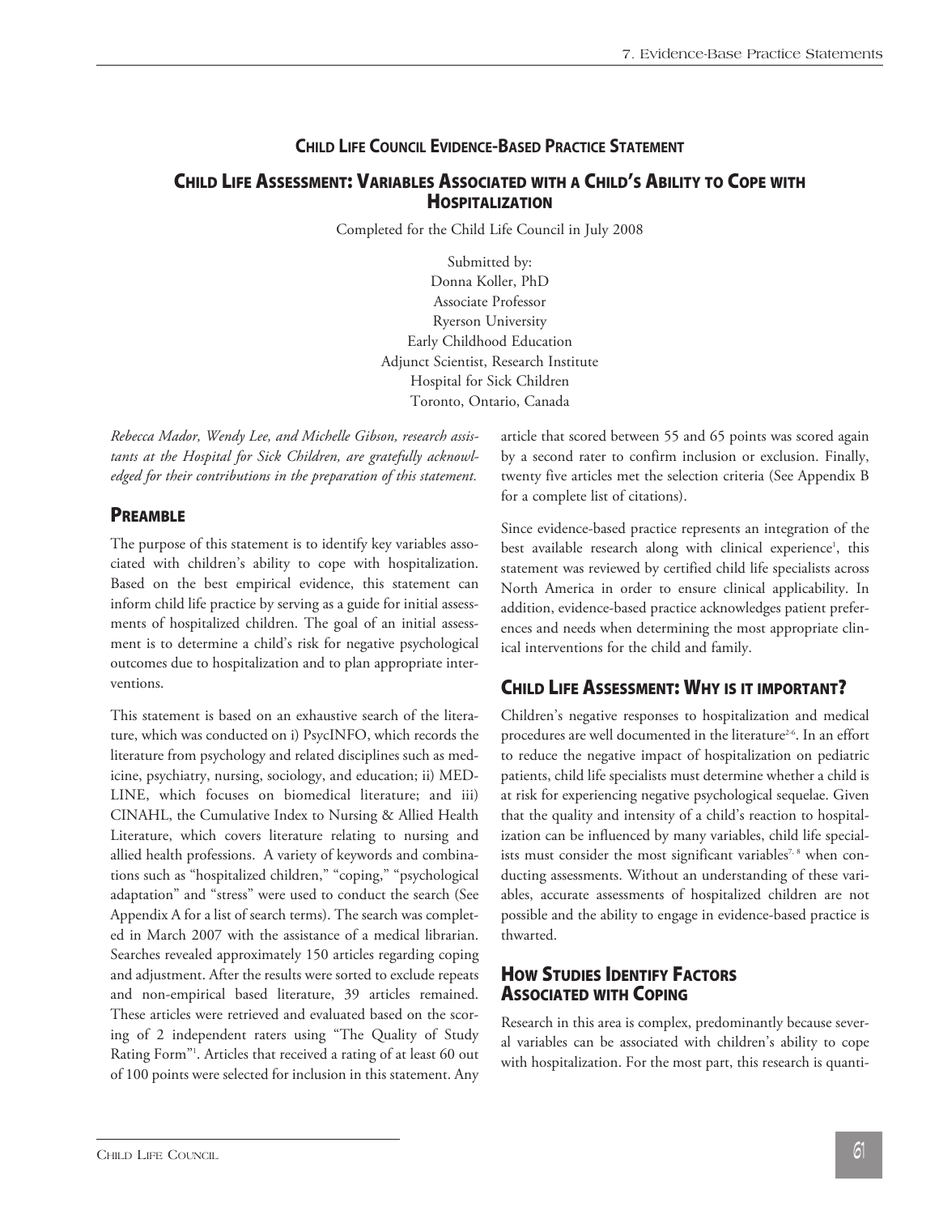## CHILD LIFE COUNCIL EVIDENCE-BASED PRACTICE STATEMENT

## CHILD LIFE ASSESSMENT: VARIABLES ASSOCIATED WITH A CHILD'S ABILITY TO COPE WITH HOSPITALIZATION

Completed for the Child Life Council in July 2008

Submitted by:
Donna Koller, PhD
Associate Professor
Ryerson University
Early Childhood Education
Adjunct Scientist, Research Institute
Hospital for Sick Children
Toronto, Ontario, Canada

*Rebecca Mador, Wendy Lee, and Michelle Gibson, research assistants at the Hospital for Sick Children, are gratefully acknowledged for their contributions in the preparation of this statement.*

### PREAMBLE

The purpose of this statement is to identify key variables associated with children's ability to cope with hospitalization. Based on the best empirical evidence, this statement can inform child life practice by serving as a guide for initial assessments of hospitalized children. The goal of an initial assessment is to determine a child's risk for negative psychological outcomes due to hospitalization and to plan appropriate interventions.

This statement is based on an exhaustive search of the literature, which was conducted on i) PsycINFO, which records the literature from psychology and related disciplines such as medicine, psychiatry, nursing, sociology, and education; ii) MEDLINE, which focuses on biomedical literature; and iii) CINAHL, the Cumulative Index to Nursing & Allied Health Literature, which covers literature relating to nursing and allied health professions. A variety of keywords and combinations such as "hospitalized children," "coping," "psychological adaptation" and "stress" were used to conduct the search (See Appendix A for a list of search terms). The search was completed in March 2007 with the assistance of a medical librarian. Searches revealed approximately 150 articles regarding coping and adjustment. After the results were sorted to exclude repeats and non-empirical based literature, 39 articles remained. These articles were retrieved and evaluated based on the scoring of 2 independent raters using "The Quality of Study Rating Form"[1]. Articles that received a rating of at least 60 out of 100 points were selected for inclusion in this statement. Any article that scored between 55 and 65 points was scored again by a second rater to confirm inclusion or exclusion. Finally, twenty five articles met the selection criteria (See Appendix B for a complete list of citations).

Since evidence-based practice represents an integration of the best available research along with clinical experience[1], this statement was reviewed by certified child life specialists across North America in order to ensure clinical applicability. In addition, evidence-based practice acknowledges patient preferences and needs when determining the most appropriate clinical interventions for the child and family.

### CHILD LIFE ASSESSMENT: WHY IS IT IMPORTANT?

Children's negative responses to hospitalization and medical procedures are well documented in the literature[2-6]. In an effort to reduce the negative impact of hospitalization on pediatric patients, child life specialists must determine whether a child is at risk for experiencing negative psychological sequelae. Given that the quality and intensity of a child's reaction to hospitalization can be influenced by many variables, child life specialists must consider the most significant variables[7, 8] when conducting assessments. Without an understanding of these variables, accurate assessments of hospitalized children are not possible and the ability to engage in evidence-based practice is thwarted.

### HOW STUDIES IDENTIFY FACTORS ASSOCIATED WITH COPING

Research in this area is complex, predominantly because several variables can be associated with children's ability to cope with hospitalization. For the most part, this research is quanti-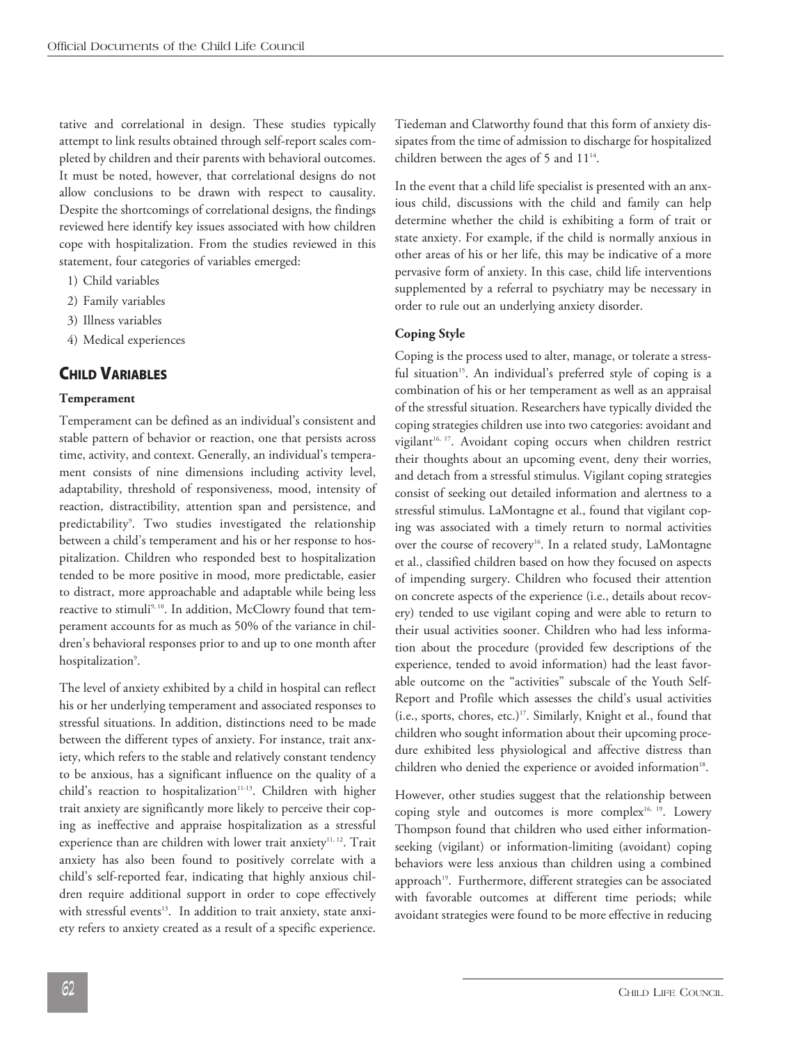tative and correlational in design. These studies typically attempt to link results obtained through self-report scales completed by children and their parents with behavioral outcomes. It must be noted, however, that correlational designs do not allow conclusions to be drawn with respect to causality. Despite the shortcomings of correlational designs, the findings reviewed here identify key issues associated with how children cope with hospitalization. From the studies reviewed in this statement, four categories of variables emerged:

1) Child variables
2) Family variables
3) Illness variables
4) Medical experiences

## Child Variables

### Temperament

Temperament can be defined as an individual's consistent and stable pattern of behavior or reaction, one that persists across time, activity, and context. Generally, an individual's temperament consists of nine dimensions including activity level, adaptability, threshold of responsiveness, mood, intensity of reaction, distractibility, attention span and persistence, and predictability[9]. Two studies investigated the relationship between a child's temperament and his or her response to hospitalization. Children who responded best to hospitalization tended to be more positive in mood, more predictable, easier to distract, more approachable and adaptable while being less reactive to stimuli[9, 10]. In addition, McClowry found that temperament accounts for as much as 50% of the variance in children's behavioral responses prior to and up to one month after hospitalization[9].

The level of anxiety exhibited by a child in hospital can reflect his or her underlying temperament and associated responses to stressful situations. In addition, distinctions need to be made between the different types of anxiety. For instance, trait anxiety, which refers to the stable and relatively constant tendency to be anxious, has a significant influence on the quality of a child's reaction to hospitalization[11-13]. Children with higher trait anxiety are significantly more likely to perceive their coping as ineffective and appraise hospitalization as a stressful experience than are children with lower trait anxiety[11, 12]. Trait anxiety has also been found to positively correlate with a child's self-reported fear, indicating that highly anxious children require additional support in order to cope effectively with stressful events[13]. In addition to trait anxiety, state anxiety refers to anxiety created as a result of a specific experience. Tiedeman and Clatworthy found that this form of anxiety dissipates from the time of admission to discharge for hospitalized children between the ages of 5 and 11[14].

In the event that a child life specialist is presented with an anxious child, discussions with the child and family can help determine whether the child is exhibiting a form of trait or state anxiety. For example, if the child is normally anxious in other areas of his or her life, this may be indicative of a more pervasive form of anxiety. In this case, child life interventions supplemented by a referral to psychiatry may be necessary in order to rule out an underlying anxiety disorder.

### Coping Style

Coping is the process used to alter, manage, or tolerate a stressful situation[15]. An individual's preferred style of coping is a combination of his or her temperament as well as an appraisal of the stressful situation. Researchers have typically divided the coping strategies children use into two categories: avoidant and vigilant[16, 17]. Avoidant coping occurs when children restrict their thoughts about an upcoming event, deny their worries, and detach from a stressful stimulus. Vigilant coping strategies consist of seeking out detailed information and alertness to a stressful stimulus. LaMontagne et al., found that vigilant coping was associated with a timely return to normal activities over the course of recovery[16]. In a related study, LaMontagne et al., classified children based on how they focused on aspects of impending surgery. Children who focused their attention on concrete aspects of the experience (i.e., details about recovery) tended to use vigilant coping and were able to return to their usual activities sooner. Children who had less information about the procedure (provided few descriptions of the experience, tended to avoid information) had the least favorable outcome on the "activities" subscale of the Youth Self-Report and Profile which assesses the child's usual activities (i.e., sports, chores, etc.)[17]. Similarly, Knight et al., found that children who sought information about their upcoming procedure exhibited less physiological and affective distress than children who denied the experience or avoided information[18].

However, other studies suggest that the relationship between coping style and outcomes is more complex[16, 19]. Lowery Thompson found that children who used either information-seeking (vigilant) or information-limiting (avoidant) coping behaviors were less anxious than children using a combined approach[19]. Furthermore, different strategies can be associated with favorable outcomes at different time periods; while avoidant strategies were found to be more effective in reducing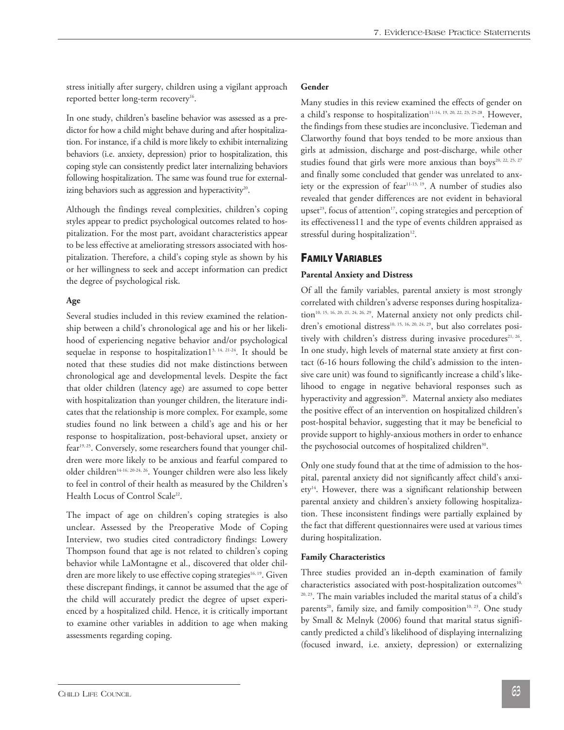stress initially after surgery, children using a vigilant approach reported better long-term recovery[16].

In one study, children's baseline behavior was assessed as a predictor for how a child might behave during and after hospitalization. For instance, if a child is more likely to exhibit internalizing behaviors (i.e. anxiety, depression) prior to hospitalization, this coping style can consistently predict later internalizing behaviors following hospitalization. The same was found true for externalizing behaviors such as aggression and hyperactivity[20].

Although the findings reveal complexities, children's coping styles appear to predict psychological outcomes related to hospitalization. For the most part, avoidant characteristics appear to be less effective at ameliorating stressors associated with hospitalization. Therefore, a child's coping style as shown by his or her willingness to seek and accept information can predict the degree of psychological risk.

**Age**

Several studies included in this review examined the relationship between a child's chronological age and his or her likelihood of experiencing negative behavior and/or psychological sequelae in response to hospitalization1[3, 14, 21-24]. It should be noted that these studies did not make distinctions between chronological age and developmental levels. Despite the fact that older children (latency age) are assumed to cope better with hospitalization than younger children, the literature indicates that the relationship is more complex. For example, some studies found no link between a child's age and his or her response to hospitalization, post-behavioral upset, anxiety or fear[19, 25]. Conversely, some researchers found that younger children were more likely to be anxious and fearful compared to older children[14-16, 20-24, 26]. Younger children were also less likely to feel in control of their health as measured by the Children's Health Locus of Control Scale[22].

The impact of age on children's coping strategies is also unclear. Assessed by the Preoperative Mode of Coping Interview, two studies cited contradictory findings: Lowery Thompson found that age is not related to children's coping behavior while LaMontagne et al., discovered that older children are more likely to use effective coping strategies[16, 19]. Given these discrepant findings, it cannot be assumed that the age of the child will accurately predict the degree of upset experienced by a hospitalized child. Hence, it is critically important to examine other variables in addition to age when making assessments regarding coping.

**Gender**

Many studies in this review examined the effects of gender on a child's response to hospitalization[11-14, 19, 20, 22, 23, 25-28]. However, the findings from these studies are inconclusive. Tiedeman and Clatworthy found that boys tended to be more anxious than girls at admission, discharge and post-discharge, while other studies found that girls were more anxious than boys[20, 22, 25, 27] and finally some concluded that gender was unrelated to anxiety or the expression of fear[11-13, 19]. A number of studies also revealed that gender differences are not evident in behavioral upset[23], focus of attention[17], coping strategies and perception of its effectiveness11 and the type of events children appraised as stressful during hospitalization[12].

## FAMILY VARIABLES

**Parental Anxiety and Distress**

Of all the family variables, parental anxiety is most strongly correlated with children's adverse responses during hospitalization[10, 15, 16, 20, 21, 24, 26, 29]. Maternal anxiety not only predicts children's emotional distress[10, 15, 16, 20, 24, 29], but also correlates positively with children's distress during invasive procedures[21, 26]. In one study, high levels of maternal state anxiety at first contact (6-16 hours following the child's admission to the intensive care unit) was found to significantly increase a child's likelihood to engage in negative behavioral responses such as hyperactivity and aggression[20]. Maternal anxiety also mediates the positive effect of an intervention on hospitalized children's post-hospital behavior, suggesting that it may be beneficial to provide support to highly-anxious mothers in order to enhance the psychosocial outcomes of hospitalized children[30].

Only one study found that at the time of admission to the hospital, parental anxiety did not significantly affect child's anxiety[14]. However, there was a significant relationship between parental anxiety and children's anxiety following hospitalization. These inconsistent findings were partially explained by the fact that different questionnaires were used at various times during hospitalization.

**Family Characteristics**

Three studies provided an in-depth examination of family characteristics associated with post-hospitalization outcomes[10, 20, 23]. The main variables included the marital status of a child's parents[20], family size, and family composition[10, 23]. One study by Small & Melnyk (2006) found that marital status significantly predicted a child's likelihood of displaying internalizing (focused inward, i.e. anxiety, depression) or externalizing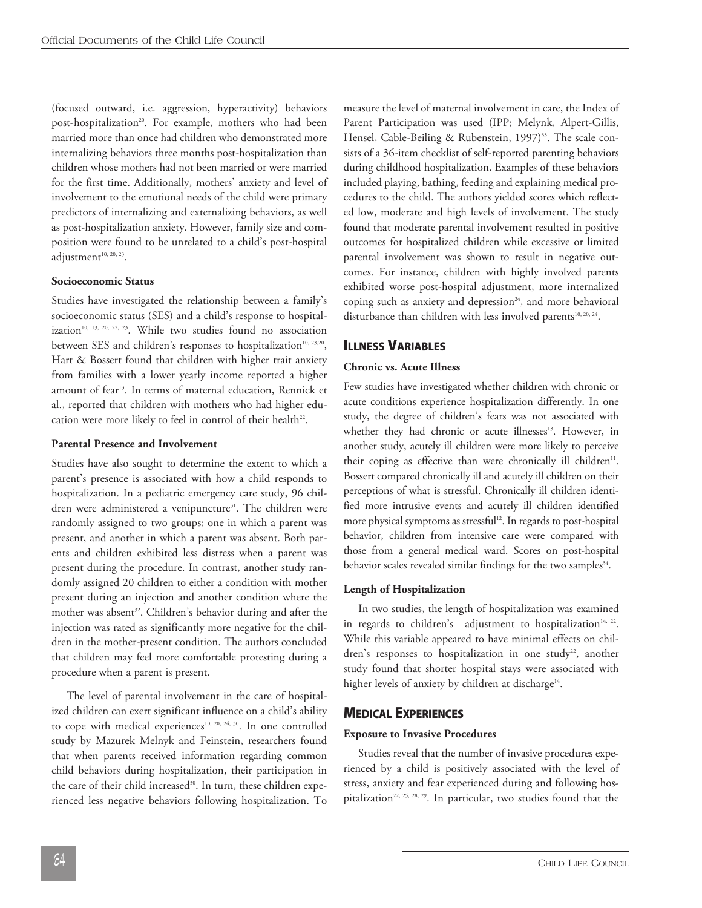(focused outward, i.e. aggression, hyperactivity) behaviors post-hospitalization[20]. For example, mothers who had been married more than once had children who demonstrated more internalizing behaviors three months post-hospitalization than children whose mothers had not been married or were married for the first time. Additionally, mothers' anxiety and level of involvement to the emotional needs of the child were primary predictors of internalizing and externalizing behaviors, as well as post-hospitalization anxiety. However, family size and composition were found to be unrelated to a child's post-hospital adjustment[10, 20, 23].

#### Socioeconomic Status

Studies have investigated the relationship between a family's socioeconomic status (SES) and a child's response to hospitalization[10, 13, 20, 22, 23]. While two studies found no association between SES and children's responses to hospitalization[10, 23,20], Hart & Bossert found that children with higher trait anxiety from families with a lower yearly income reported a higher amount of fear[13]. In terms of maternal education, Rennick et al., reported that children with mothers who had higher education were more likely to feel in control of their health[22].

#### Parental Presence and Involvement

Studies have also sought to determine the extent to which a parent's presence is associated with how a child responds to hospitalization. In a pediatric emergency care study, 96 children were administered a venipuncture[31]. The children were randomly assigned to two groups; one in which a parent was present, and another in which a parent was absent. Both parents and children exhibited less distress when a parent was present during the procedure. In contrast, another study randomly assigned 20 children to either a condition with mother present during an injection and another condition where the mother was absent[32]. Children's behavior during and after the injection was rated as significantly more negative for the children in the mother-present condition. The authors concluded that children may feel more comfortable protesting during a procedure when a parent is present.

The level of parental involvement in the care of hospitalized children can exert significant influence on a child's ability to cope with medical experiences[10, 20, 24, 30]. In one controlled study by Mazurek Melnyk and Feinstein, researchers found that when parents received information regarding common child behaviors during hospitalization, their participation in the care of their child increased[30]. In turn, these children experienced less negative behaviors following hospitalization. To measure the level of maternal involvement in care, the Index of Parent Participation was used (IPP; Melynk, Alpert-Gillis, Hensel, Cable-Beiling & Rubenstein, 1997)[33]. The scale consists of a 36-item checklist of self-reported parenting behaviors during childhood hospitalization. Examples of these behaviors included playing, bathing, feeding and explaining medical procedures to the child. The authors yielded scores which reflected low, moderate and high levels of involvement. The study found that moderate parental involvement resulted in positive outcomes for hospitalized children while excessive or limited parental involvement was shown to result in negative outcomes. For instance, children with highly involved parents exhibited worse post-hospital adjustment, more internalized coping such as anxiety and depression[24], and more behavioral disturbance than children with less involved parents[10, 20, 24].

## Illness Variables

#### Chronic vs. Acute Illness

Few studies have investigated whether children with chronic or acute conditions experience hospitalization differently. In one study, the degree of children's fears was not associated with whether they had chronic or acute illnesses[13]. However, in another study, acutely ill children were more likely to perceive their coping as effective than were chronically ill children[11]. Bossert compared chronically ill and acutely ill children on their perceptions of what is stressful. Chronically ill children identified more intrusive events and acutely ill children identified more physical symptoms as stressful[12]. In regards to post-hospital behavior, children from intensive care were compared with those from a general medical ward. Scores on post-hospital behavior scales revealed similar findings for the two samples[34].

#### Length of Hospitalization

In two studies, the length of hospitalization was examined in regards to children's adjustment to hospitalization[14, 22]. While this variable appeared to have minimal effects on children's responses to hospitalization in one study[22], another study found that shorter hospital stays were associated with higher levels of anxiety by children at discharge[14].

## Medical Experiences

#### Exposure to Invasive Procedures

Studies reveal that the number of invasive procedures experienced by a child is positively associated with the level of stress, anxiety and fear experienced during and following hospitalization[22, 25, 28, 29]. In particular, two studies found that the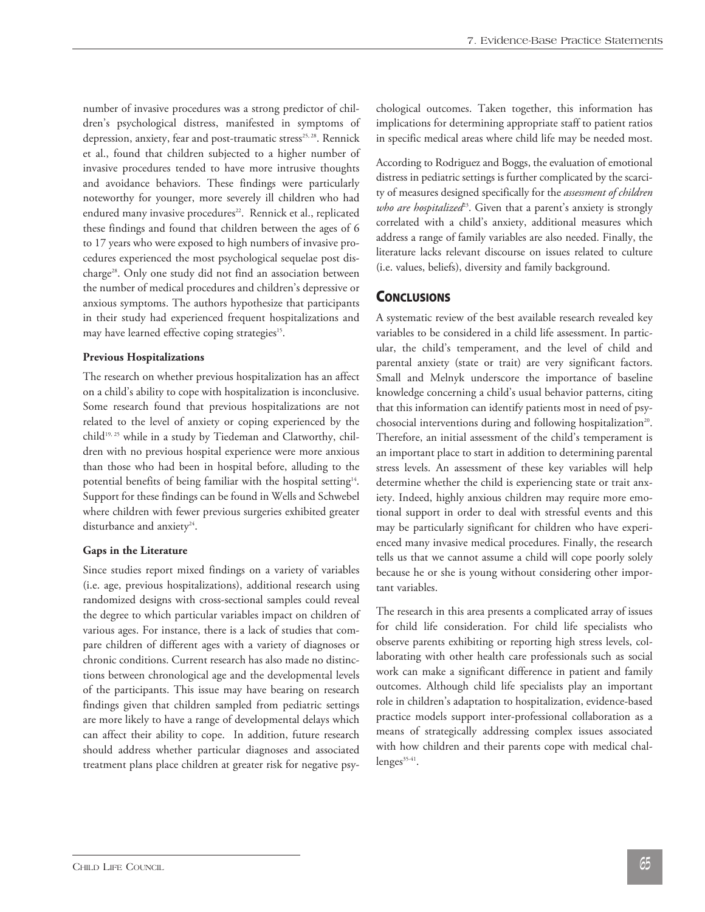number of invasive procedures was a strong predictor of children's psychological distress, manifested in symptoms of depression, anxiety, fear and post-traumatic stress[25, 28]. Rennick et al., found that children subjected to a higher number of invasive procedures tended to have more intrusive thoughts and avoidance behaviors. These findings were particularly noteworthy for younger, more severely ill children who had endured many invasive procedures[22]. Rennick et al., replicated these findings and found that children between the ages of 6 to 17 years who were exposed to high numbers of invasive procedures experienced the most psychological sequelae post discharge[28]. Only one study did not find an association between the number of medical procedures and children's depressive or anxious symptoms. The authors hypothesize that participants in their study had experienced frequent hospitalizations and may have learned effective coping strategies[15].

**Previous Hospitalizations**

The research on whether previous hospitalization has an affect on a child's ability to cope with hospitalization is inconclusive. Some research found that previous hospitalizations are not related to the level of anxiety or coping experienced by the child[19, 25] while in a study by Tiedeman and Clatworthy, children with no previous hospital experience were more anxious than those who had been in hospital before, alluding to the potential benefits of being familiar with the hospital setting[14]. Support for these findings can be found in Wells and Schwebel where children with fewer previous surgeries exhibited greater disturbance and anxiety[24].

**Gaps in the Literature**

Since studies report mixed findings on a variety of variables (i.e. age, previous hospitalizations), additional research using randomized designs with cross-sectional samples could reveal the degree to which particular variables impact on children of various ages. For instance, there is a lack of studies that compare children of different ages with a variety of diagnoses or chronic conditions. Current research has also made no distinctions between chronological age and the developmental levels of the participants. This issue may have bearing on research findings given that children sampled from pediatric settings are more likely to have a range of developmental delays which can affect their ability to cope. In addition, future research should address whether particular diagnoses and associated treatment plans place children at greater risk for negative psychological outcomes. Taken together, this information has implications for determining appropriate staff to patient ratios in specific medical areas where child life may be needed most.

According to Rodriguez and Boggs, the evaluation of emotional distress in pediatric settings is further complicated by the scarcity of measures designed specifically for the *assessment of children who are hospitalized*[23]. Given that a parent's anxiety is strongly correlated with a child's anxiety, additional measures which address a range of family variables are also needed. Finally, the literature lacks relevant discourse on issues related to culture (i.e. values, beliefs), diversity and family background.

## Conclusions

A systematic review of the best available research revealed key variables to be considered in a child life assessment. In particular, the child's temperament, and the level of child and parental anxiety (state or trait) are very significant factors. Small and Melnyk underscore the importance of baseline knowledge concerning a child's usual behavior patterns, citing that this information can identify patients most in need of psychosocial interventions during and following hospitalization[20]. Therefore, an initial assessment of the child's temperament is an important place to start in addition to determining parental stress levels. An assessment of these key variables will help determine whether the child is experiencing state or trait anxiety. Indeed, highly anxious children may require more emotional support in order to deal with stressful events and this may be particularly significant for children who have experienced many invasive medical procedures. Finally, the research tells us that we cannot assume a child will cope poorly solely because he or she is young without considering other important variables.

The research in this area presents a complicated array of issues for child life consideration. For child life specialists who observe parents exhibiting or reporting high stress levels, collaborating with other health care professionals such as social work can make a significant difference in patient and family outcomes. Although child life specialists play an important role in children's adaptation to hospitalization, evidence-based practice models support inter-professional collaboration as a means of strategically addressing complex issues associated with how children and their parents cope with medical challenges[35-41].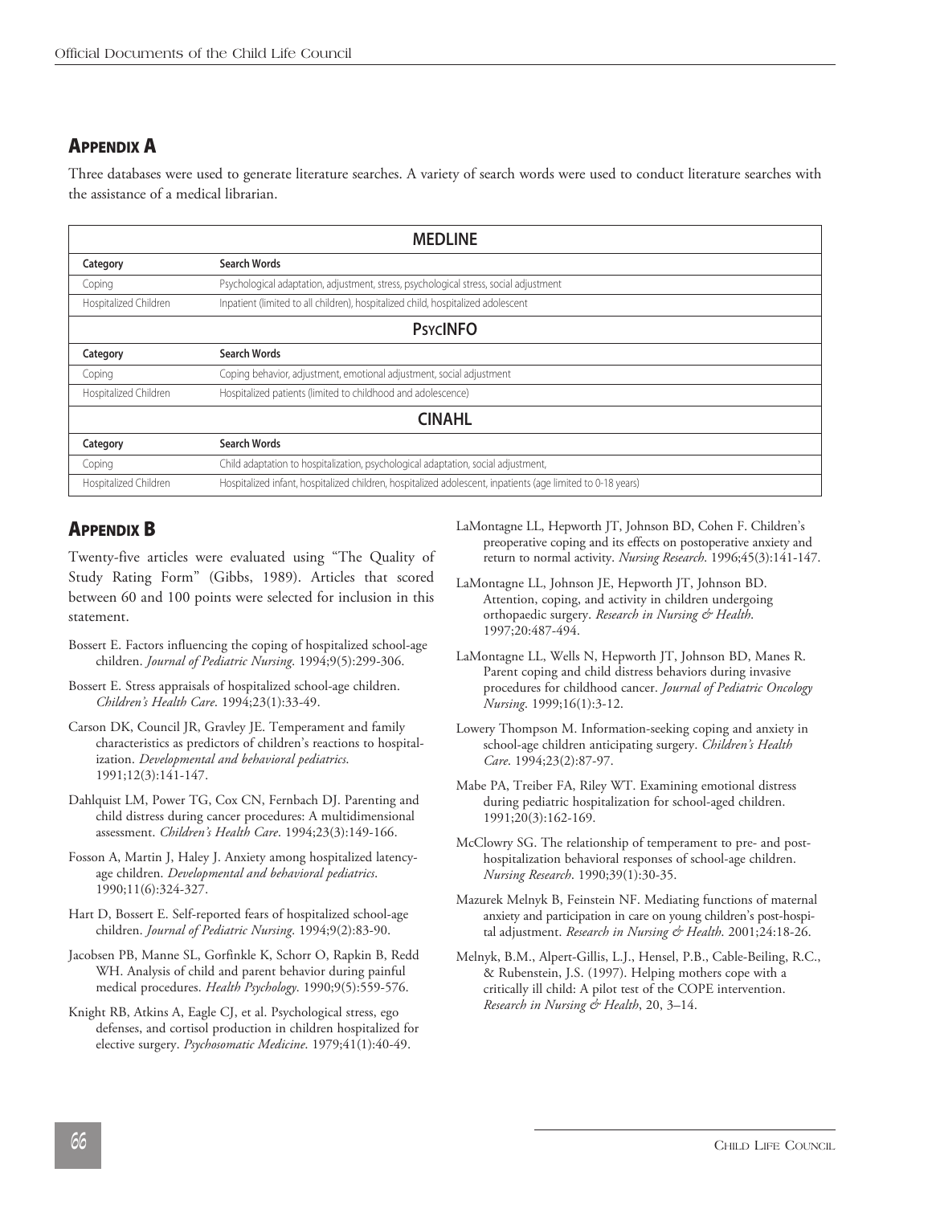## Appendix A

Three databases were used to generate literature searches. A variety of search words were used to conduct literature searches with the assistance of a medical librarian.

| MEDLINE | |
|---|---|
| **Category** | **Search Words** |
| Coping | Psychological adaptation, adjustment, stress, psychological stress, social adjustment |
| Hospitalized Children | Inpatient (limited to all children), hospitalized child, hospitalized adolescent |
| **PsycINFO** | |
| **Category** | **Search Words** |
| Coping | Coping behavior, adjustment, emotional adjustment, social adjustment |
| Hospitalized Children | Hospitalized patients (limited to childhood and adolescence) |
| **CINAHL** | |
| **Category** | **Search Words** |
| Coping | Child adaptation to hospitalization, psychological adaptation, social adjustment, |
| Hospitalized Children | Hospitalized infant, hospitalized children, hospitalized adolescent, inpatients (age limited to 0-18 years) |

## Appendix B

Twenty-five articles were evaluated using "The Quality of Study Rating Form" (Gibbs, 1989). Articles that scored between 60 and 100 points were selected for inclusion in this statement.

Bossert E. Factors influencing the coping of hospitalized school-age children. *Journal of Pediatric Nursing*. 1994;9(5):299-306.

Bossert E. Stress appraisals of hospitalized school-age children. *Children's Health Care*. 1994;23(1):33-49.

Carson DK, Council JR, Gravley JE. Temperament and family characteristics as predictors of children's reactions to hospitalization. *Developmental and behavioral pediatrics*. 1991;12(3):141-147.

Dahlquist LM, Power TG, Cox CN, Fernbach DJ. Parenting and child distress during cancer procedures: A multidimensional assessment. *Children's Health Care*. 1994;23(3):149-166.

Fosson A, Martin J, Haley J. Anxiety among hospitalized latency-age children. *Developmental and behavioral pediatrics*. 1990;11(6):324-327.

Hart D, Bossert E. Self-reported fears of hospitalized school-age children. *Journal of Pediatric Nursing*. 1994;9(2):83-90.

Jacobsen PB, Manne SL, Gorfinkle K, Schorr O, Rapkin B, Redd WH. Analysis of child and parent behavior during painful medical procedures. *Health Psychology*. 1990;9(5):559-576.

Knight RB, Atkins A, Eagle CJ, et al. Psychological stress, ego defenses, and cortisol production in children hospitalized for elective surgery. *Psychosomatic Medicine*. 1979;41(1):40-49.

LaMontagne LL, Hepworth JT, Johnson BD, Cohen F. Children's preoperative coping and its effects on postoperative anxiety and return to normal activity. *Nursing Research*. 1996;45(3):141-147.

LaMontagne LL, Johnson JE, Hepworth JT, Johnson BD. Attention, coping, and activity in children undergoing orthopaedic surgery. *Research in Nursing & Health*. 1997;20:487-494.

LaMontagne LL, Wells N, Hepworth JT, Johnson BD, Manes R. Parent coping and child distress behaviors during invasive procedures for childhood cancer. *Journal of Pediatric Oncology Nursing*. 1999;16(1):3-12.

Lowery Thompson M. Information-seeking coping and anxiety in school-age children anticipating surgery. *Children's Health Care*. 1994;23(2):87-97.

Mabe PA, Treiber FA, Riley WT. Examining emotional distress during pediatric hospitalization for school-aged children. 1991;20(3):162-169.

McClowry SG. The relationship of temperament to pre- and post-hospitalization behavioral responses of school-age children. *Nursing Research*. 1990;39(1):30-35.

Mazurek Melnyk B, Feinstein NF. Mediating functions of maternal anxiety and participation in care on young children's post-hospital adjustment. *Research in Nursing & Health*. 2001;24:18-26.

Melnyk, B.M., Alpert-Gillis, L.J., Hensel, P.B., Cable-Beiling, R.C., & Rubenstein, J.S. (1997). Helping mothers cope with a critically ill child: A pilot test of the COPE intervention. *Research in Nursing & Health*, 20, 3–14.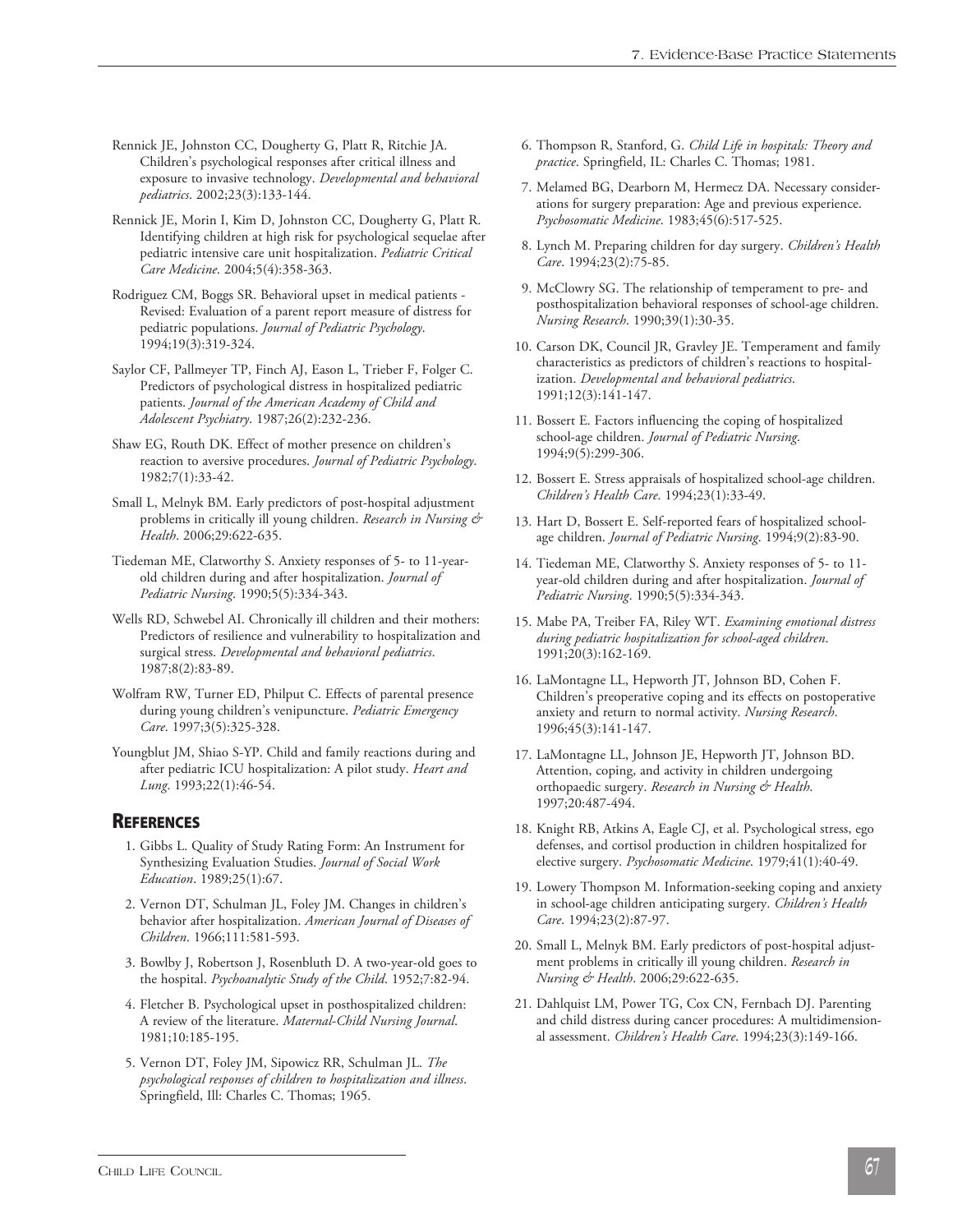Rennick JE, Johnston CC, Dougherty G, Platt R, Ritchie JA. Children's psychological responses after critical illness and exposure to invasive technology. *Developmental and behavioral pediatrics*. 2002;23(3):133-144.

Rennick JE, Morin I, Kim D, Johnston CC, Dougherty G, Platt R. Identifying children at high risk for psychological sequelae after pediatric intensive care unit hospitalization. *Pediatric Critical Care Medicine*. 2004;5(4):358-363.

Rodriguez CM, Boggs SR. Behavioral upset in medical patients - Revised: Evaluation of a parent report measure of distress for pediatric populations. *Journal of Pediatric Psychology*. 1994;19(3):319-324.

Saylor CF, Pallmeyer TP, Finch AJ, Eason L, Trieber F, Folger C. Predictors of psychological distress in hospitalized pediatric patients. *Journal of the American Academy of Child and Adolescent Psychiatry*. 1987;26(2):232-236.

Shaw EG, Routh DK. Effect of mother presence on children's reaction to aversive procedures. *Journal of Pediatric Psychology*. 1982;7(1):33-42.

Small L, Melnyk BM. Early predictors of post-hospital adjustment problems in critically ill young children. *Research in Nursing & Health*. 2006;29:622-635.

Tiedeman ME, Clatworthy S. Anxiety responses of 5- to 11-year-old children during and after hospitalization. *Journal of Pediatric Nursing*. 1990;5(5):334-343.

Wells RD, Schwebel AI. Chronically ill children and their mothers: Predictors of resilience and vulnerability to hospitalization and surgical stress. *Developmental and behavioral pediatrics*. 1987;8(2):83-89.

Wolfram RW, Turner ED, Philput C. Effects of parental presence during young children's venipuncture. *Pediatric Emergency Care*. 1997;3(5):325-328.

Youngblut JM, Shiao S-YP. Child and family reactions during and after pediatric ICU hospitalization: A pilot study. *Heart and Lung*. 1993;22(1):46-54.

## References

1. Gibbs L. Quality of Study Rating Form: An Instrument for Synthesizing Evaluation Studies. *Journal of Social Work Education*. 1989;25(1):67.
2. Vernon DT, Schulman JL, Foley JM. Changes in children's behavior after hospitalization. *American Journal of Diseases of Children*. 1966;111:581-593.
3. Bowlby J, Robertson J, Rosenbluth D. A two-year-old goes to the hospital. *Psychoanalytic Study of the Child*. 1952;7:82-94.
4. Fletcher B. Psychological upset in posthospitalized children: A review of the literature. *Maternal-Child Nursing Journal*. 1981;10:185-195.
5. Vernon DT, Foley JM, Sipowicz RR, Schulman JL. *The psychological responses of children to hospitalization and illness*. Springfield, Ill: Charles C. Thomas; 1965.
6. Thompson R, Stanford, G. *Child Life in hospitals: Theory and practice*. Springfield, IL: Charles C. Thomas; 1981.
7. Melamed BG, Dearborn M, Hermecz DA. Necessary considerations for surgery preparation: Age and previous experience. *Psychosomatic Medicine*. 1983;45(6):517-525.
8. Lynch M. Preparing children for day surgery. *Children's Health Care*. 1994;23(2):75-85.
9. McClowry SG. The relationship of temperament to pre- and posthospitalization behavioral responses of school-age children. *Nursing Research*. 1990;39(1):30-35.
10. Carson DK, Council JR, Gravley JE. Temperament and family characteristics as predictors of children's reactions to hospitalization. *Developmental and behavioral pediatrics*. 1991;12(3):141-147.
11. Bossert E. Factors influencing the coping of hospitalized school-age children. *Journal of Pediatric Nursing*. 1994;9(5):299-306.
12. Bossert E. Stress appraisals of hospitalized school-age children. *Children's Health Care*. 1994;23(1):33-49.
13. Hart D, Bossert E. Self-reported fears of hospitalized school-age children. *Journal of Pediatric Nursing*. 1994;9(2):83-90.
14. Tiedeman ME, Clatworthy S. Anxiety responses of 5- to 11-year-old children during and after hospitalization. *Journal of Pediatric Nursing*. 1990;5(5):334-343.
15. Mabe PA, Treiber FA, Riley WT. *Examining emotional distress during pediatric hospitalization for school-aged children*. 1991;20(3):162-169.
16. LaMontagne LL, Hepworth JT, Johnson BD, Cohen F. Children's preoperative coping and its effects on postoperative anxiety and return to normal activity. *Nursing Research*. 1996;45(3):141-147.
17. LaMontagne LL, Johnson JE, Hepworth JT, Johnson BD. Attention, coping, and activity in children undergoing orthopaedic surgery. *Research in Nursing & Health*. 1997;20:487-494.
18. Knight RB, Atkins A, Eagle CJ, et al. Psychological stress, ego defenses, and cortisol production in children hospitalized for elective surgery. *Psychosomatic Medicine*. 1979;41(1):40-49.
19. Lowery Thompson M. Information-seeking coping and anxiety in school-age children anticipating surgery. *Children's Health Care*. 1994;23(2):87-97.
20. Small L, Melnyk BM. Early predictors of post-hospital adjustment problems in critically ill young children. *Research in Nursing & Health*. 2006;29:622-635.
21. Dahlquist LM, Power TG, Cox CN, Fernbach DJ. Parenting and child distress during cancer procedures: A multidimensional assessment. *Children's Health Care*. 1994;23(3):149-166.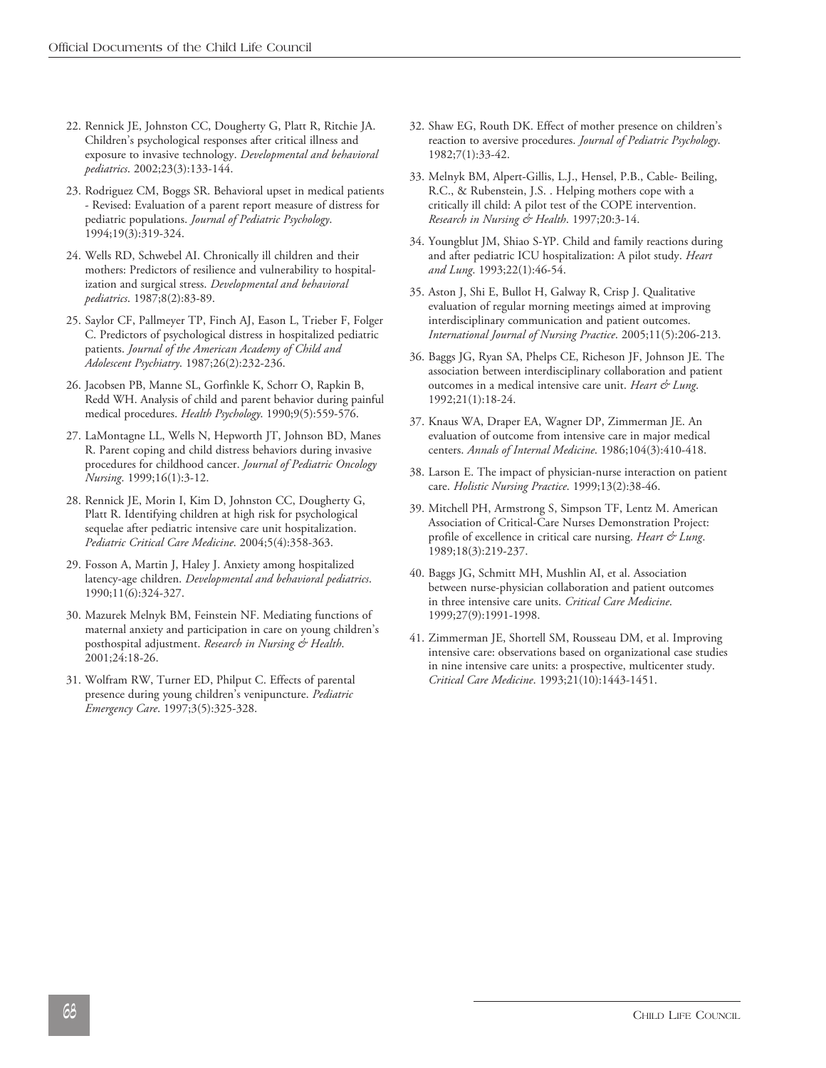22. Rennick JE, Johnston CC, Dougherty G, Platt R, Ritchie JA. Children's psychological responses after critical illness and exposure to invasive technology. *Developmental and behavioral pediatrics*. 2002;23(3):133-144.

23. Rodriguez CM, Boggs SR. Behavioral upset in medical patients - Revised: Evaluation of a parent report measure of distress for pediatric populations. *Journal of Pediatric Psychology*. 1994;19(3):319-324.

24. Wells RD, Schwebel AI. Chronically ill children and their mothers: Predictors of resilience and vulnerability to hospitalization and surgical stress. *Developmental and behavioral pediatrics*. 1987;8(2):83-89.

25. Saylor CF, Pallmeyer TP, Finch AJ, Eason L, Trieber F, Folger C. Predictors of psychological distress in hospitalized pediatric patients. *Journal of the American Academy of Child and Adolescent Psychiatry*. 1987;26(2):232-236.

26. Jacobsen PB, Manne SL, Gorfinkle K, Schorr O, Rapkin B, Redd WH. Analysis of child and parent behavior during painful medical procedures. *Health Psychology*. 1990;9(5):559-576.

27. LaMontagne LL, Wells N, Hepworth JT, Johnson BD, Manes R. Parent coping and child distress behaviors during invasive procedures for childhood cancer. *Journal of Pediatric Oncology Nursing*. 1999;16(1):3-12.

28. Rennick JE, Morin I, Kim D, Johnston CC, Dougherty G, Platt R. Identifying children at high risk for psychological sequelae after pediatric intensive care unit hospitalization. *Pediatric Critical Care Medicine*. 2004;5(4):358-363.

29. Fosson A, Martin J, Haley J. Anxiety among hospitalized latency-age children. *Developmental and behavioral pediatrics*. 1990;11(6):324-327.

30. Mazurek Melnyk BM, Feinstein NF. Mediating functions of maternal anxiety and participation in care on young children's posthospital adjustment. *Research in Nursing & Health*. 2001;24:18-26.

31. Wolfram RW, Turner ED, Philput C. Effects of parental presence during young children's venipuncture. *Pediatric Emergency Care*. 1997;3(5):325-328.

32. Shaw EG, Routh DK. Effect of mother presence on children's reaction to aversive procedures. *Journal of Pediatric Psychology*. 1982;7(1):33-42.

33. Melnyk BM, Alpert-Gillis, L.J., Hensel, P.B., Cable- Beiling, R.C., & Rubenstein, J.S. . Helping mothers cope with a critically ill child: A pilot test of the COPE intervention. *Research in Nursing & Health*. 1997;20:3-14.

34. Youngblut JM, Shiao S-YP. Child and family reactions during and after pediatric ICU hospitalization: A pilot study. *Heart and Lung*. 1993;22(1):46-54.

35. Aston J, Shi E, Bullot H, Galway R, Crisp J. Qualitative evaluation of regular morning meetings aimed at improving interdisciplinary communication and patient outcomes. *International Journal of Nursing Practice*. 2005;11(5):206-213.

36. Baggs JG, Ryan SA, Phelps CE, Richeson JF, Johnson JE. The association between interdisciplinary collaboration and patient outcomes in a medical intensive care unit. *Heart & Lung*. 1992;21(1):18-24.

37. Knaus WA, Draper EA, Wagner DP, Zimmerman JE. An evaluation of outcome from intensive care in major medical centers. *Annals of Internal Medicine*. 1986;104(3):410-418.

38. Larson E. The impact of physician-nurse interaction on patient care. *Holistic Nursing Practice*. 1999;13(2):38-46.

39. Mitchell PH, Armstrong S, Simpson TF, Lentz M. American Association of Critical-Care Nurses Demonstration Project: profile of excellence in critical care nursing. *Heart & Lung*. 1989;18(3):219-237.

40. Baggs JG, Schmitt MH, Mushlin AI, et al. Association between nurse-physician collaboration and patient outcomes in three intensive care units. *Critical Care Medicine*. 1999;27(9):1991-1998.

41. Zimmerman JE, Shortell SM, Rousseau DM, et al. Improving intensive care: observations based on organizational case studies in nine intensive care units: a prospective, multicenter study. *Critical Care Medicine*. 1993;21(10):1443-1451.